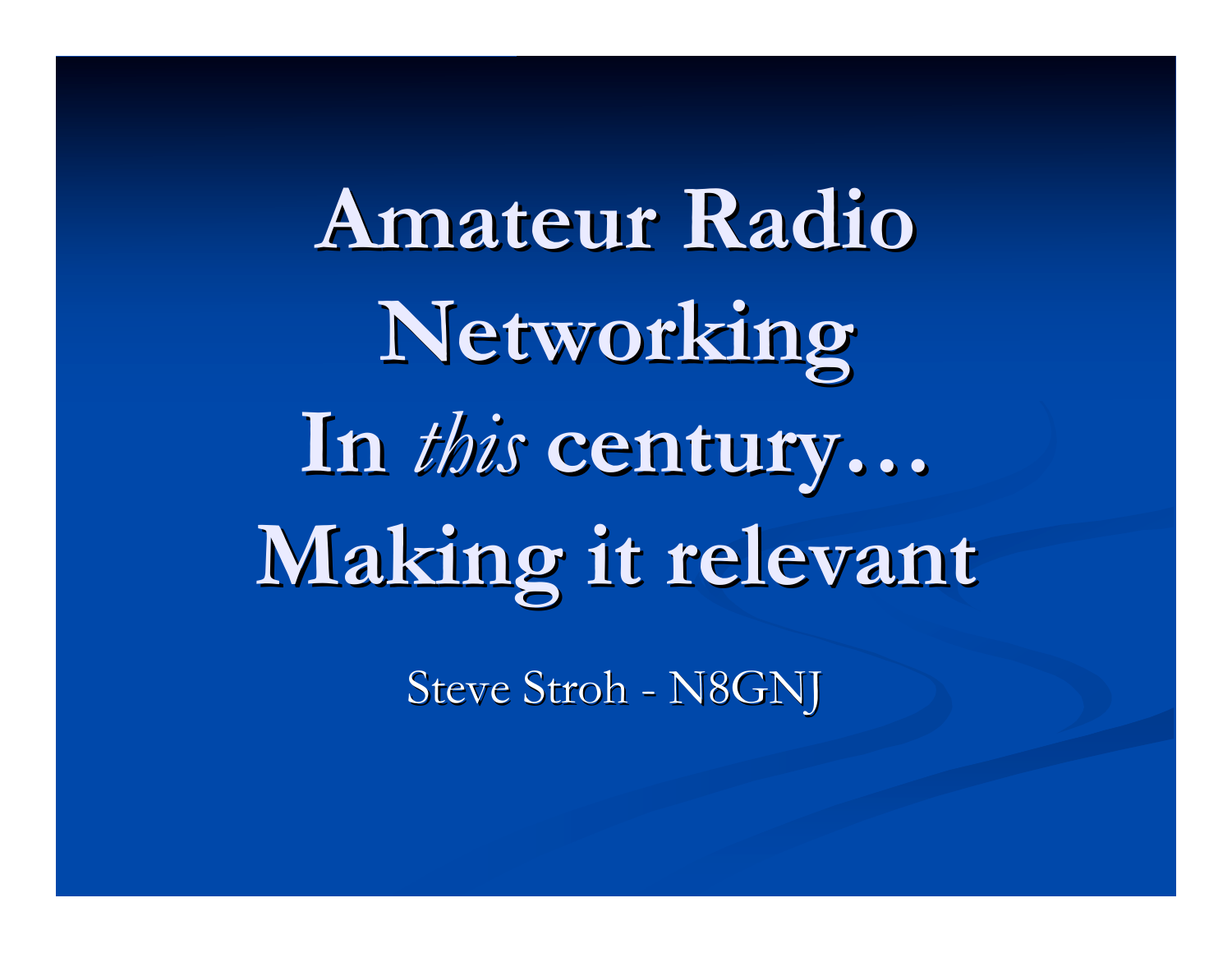# Amateur Radio Networking In *this* century… Making it relevant

Steve Stroh - N8GNJ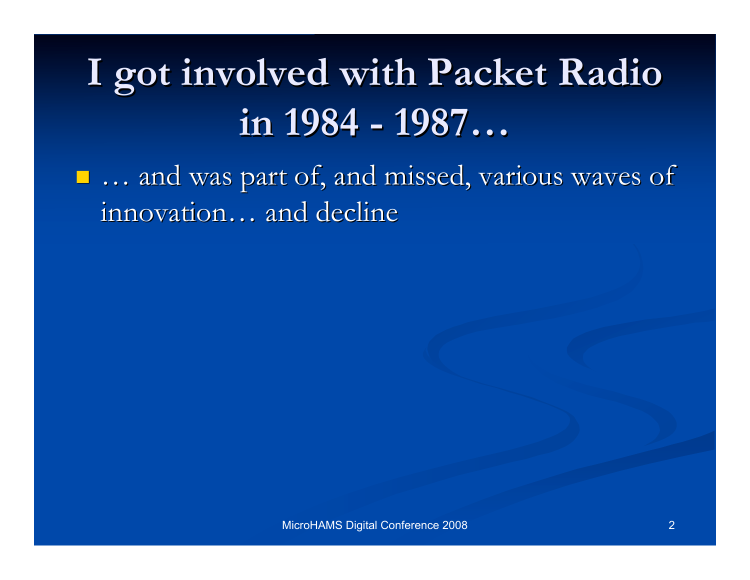# I got involved with Packet Radio in 1984 - 1987…

- … and was part of, and missed, various waves of innovation… and decline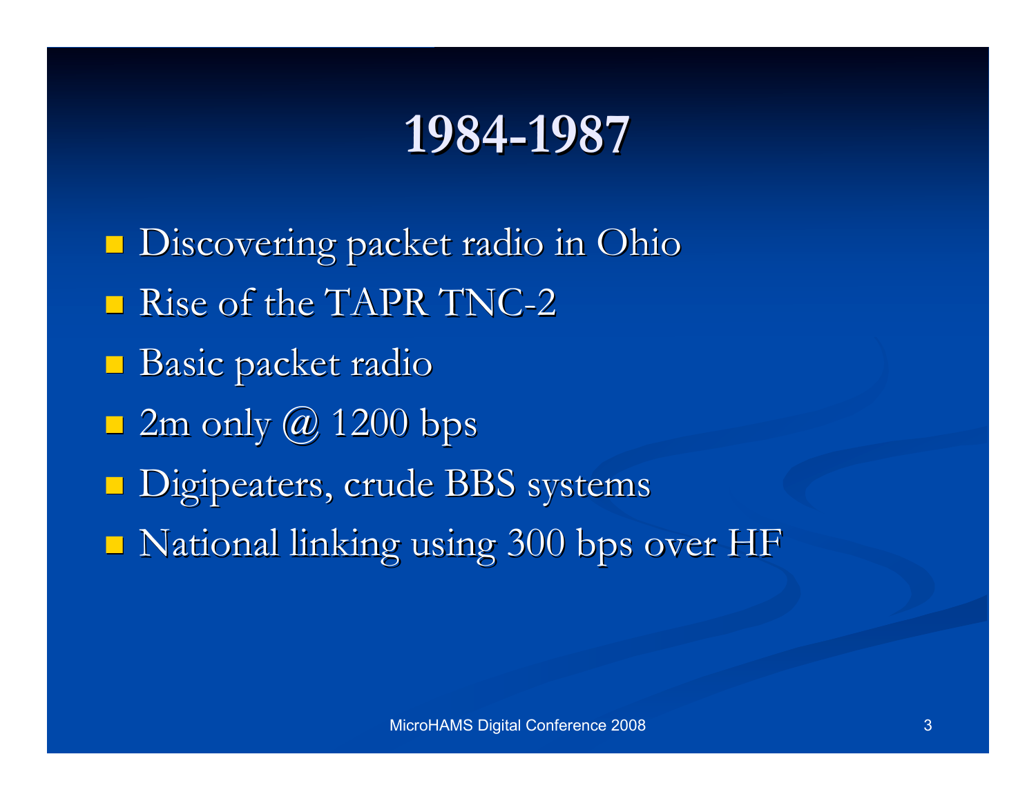# 1984-1987

- Discovering packet radio in Ohio
- Rise of the TAPR TNC-2
- Basic packet radio
- 2m only @ 1200 bps
- Digipeaters, crude BBS systems
- National linking using 300 bps over HF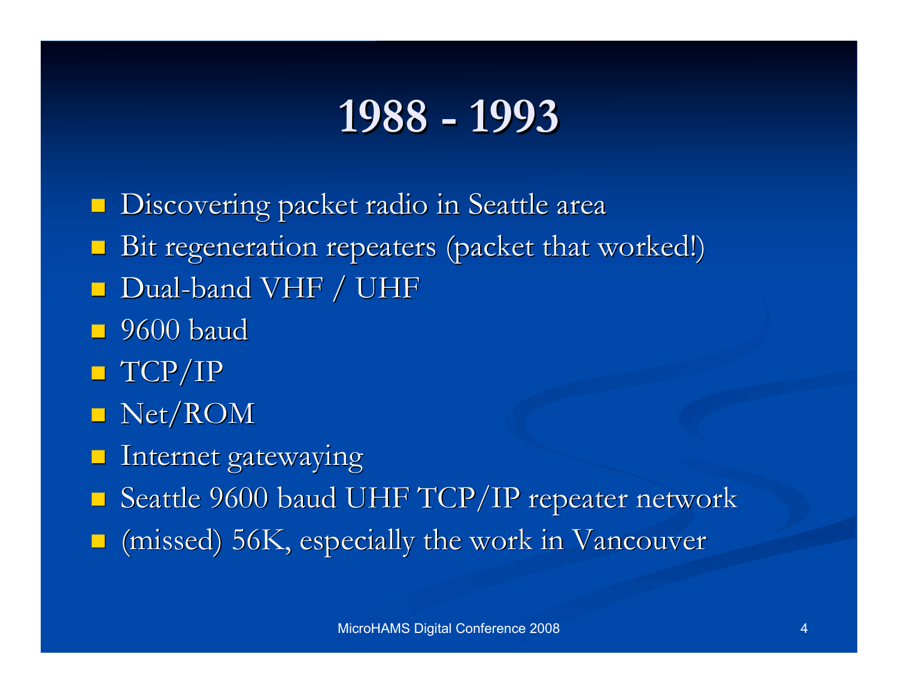# 1988 - 1993

- Discovering packet radio in Seattle area
- Bit regeneration repeaters (packet that worked!)
- Dual-band VHF / UHF
- 9600 baud
- TCP/IP
- Net/ROM
- Internet gatewaying
- Seattle 9600 baud UHF TCP/IP repeater network
- (missed) 56K, especially the work in Vancouver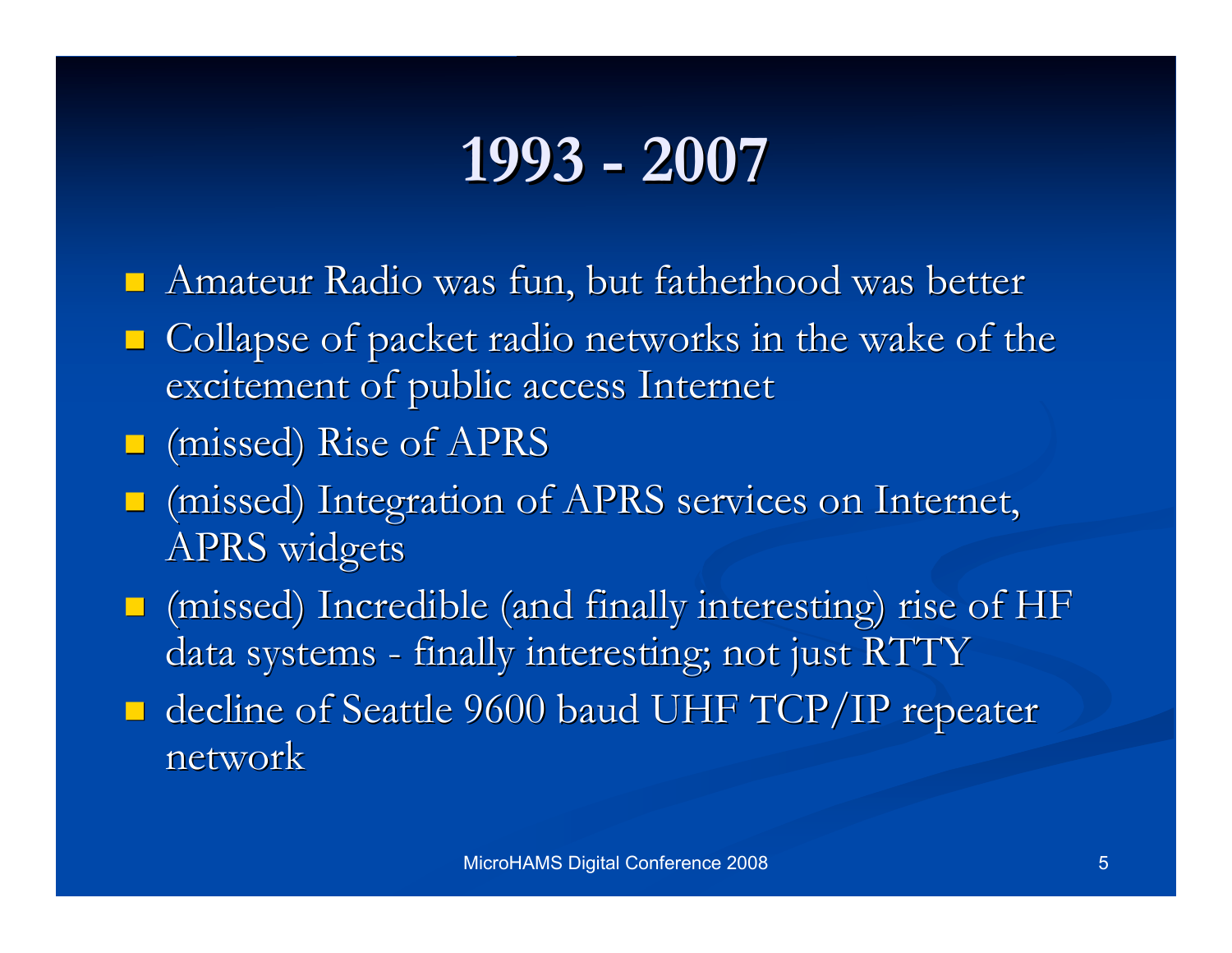# 1993 - 2007

- Amateur Radio was fun, but fatherhood was better
- Collapse of packet radio networks in the wake of the excitement of public access Internet
- (missed) Rise of APRS
- (missed) Integration of APRS services on Internet, APRS widgets
- (missed) Incredible (and finally interesting) rise of HF data systems - finally interesting; not just RTTY
- decline of Seattle 9600 baud UHF TCP/IP repeater network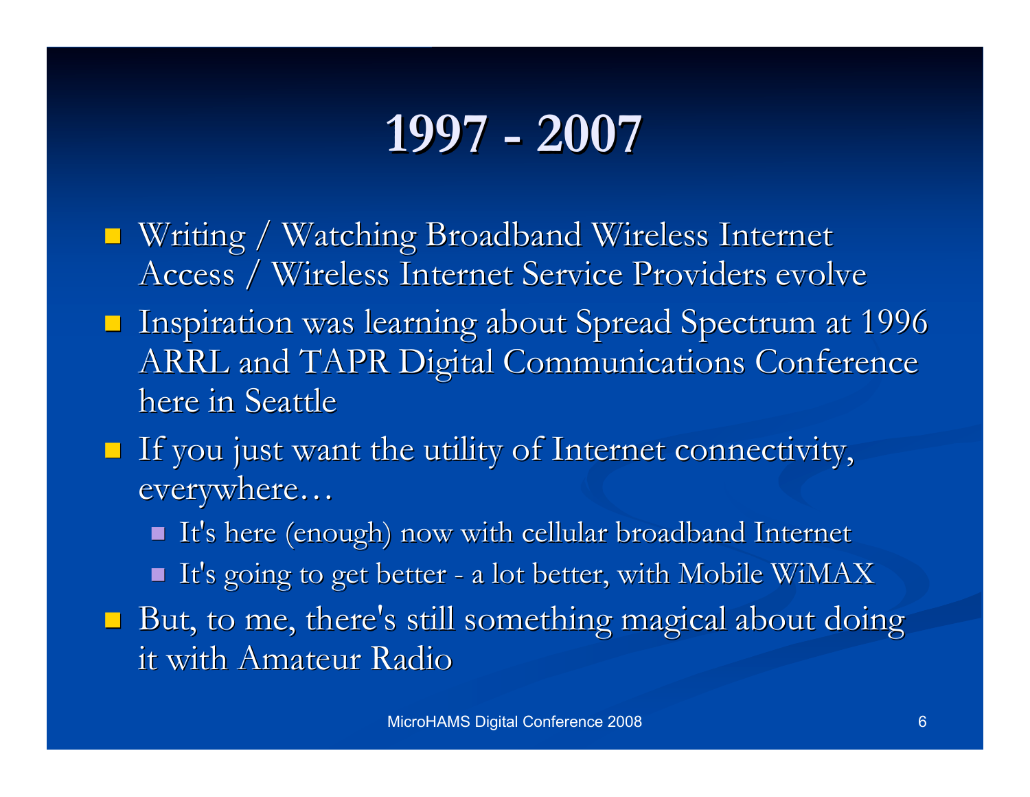# 1997 - 2007

- Writing / Watching Broadband Wireless Internet Access / Wireless Internet Service Providers evolve
- Inspiration was learning about Spread Spectrum at 1996 ARRL and TAPR Digital Communications Conference here in Seattle
- If you just want the utility of Internet connectivity, everywhere…
  - It's here (enough) now with cellular broadband Internet
  - It's going to get better - a lot better, with Mobile WiMAX
- But, to me, there's still something magical about doing it with Amateur Radio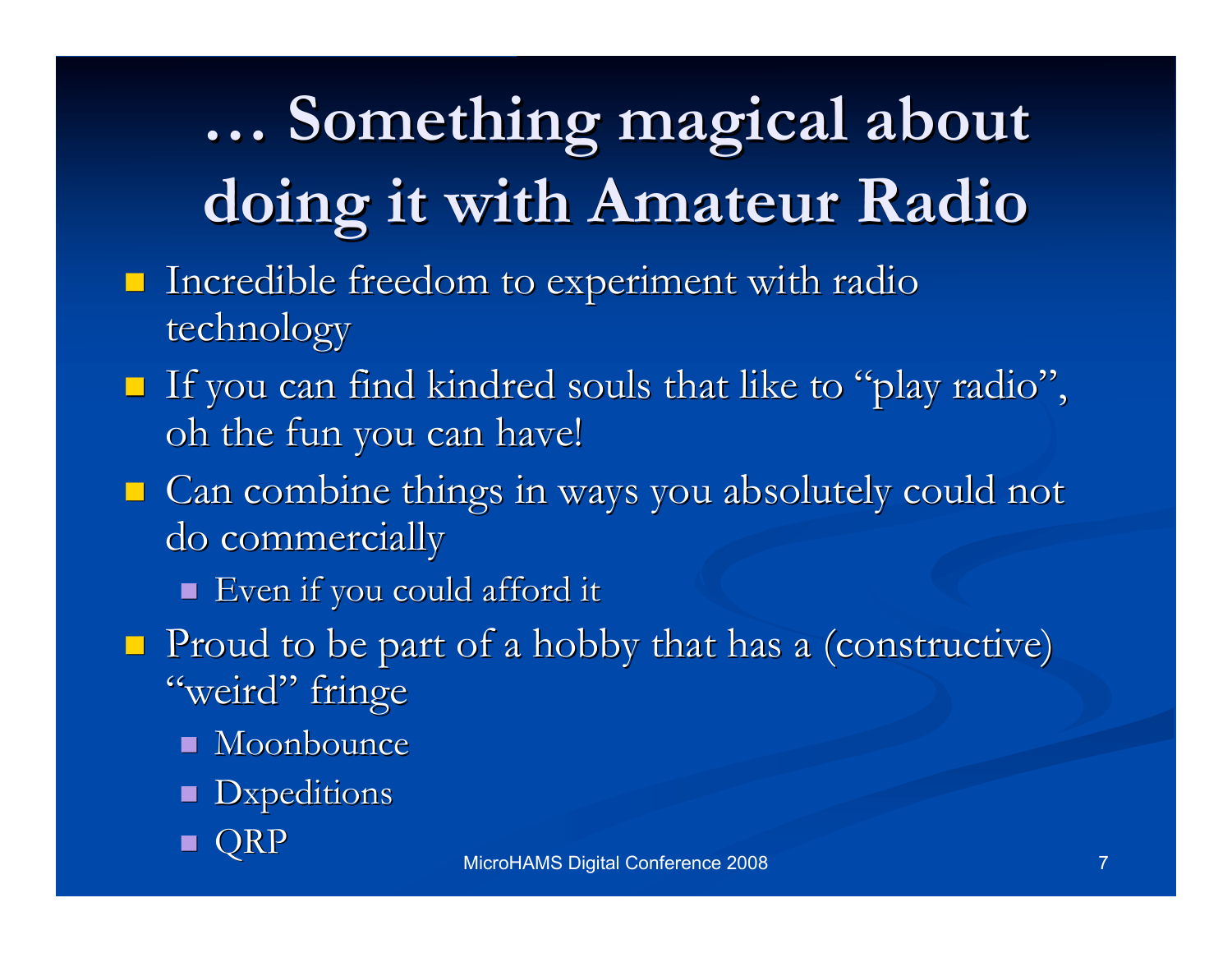# … Something magical about doing it with Amateur Radio

- Incredible freedom to experiment with radio technology
- If you can find kindred souls that like to "play radio", oh the fun you can have!
- Can combine things in ways you absolutely could not do commercially
  - Even if you could afford it
- Proud to be part of a hobby that has a (constructive) "weird" fringe
  - Moonbounce
  - Dxpeditions
  - QRP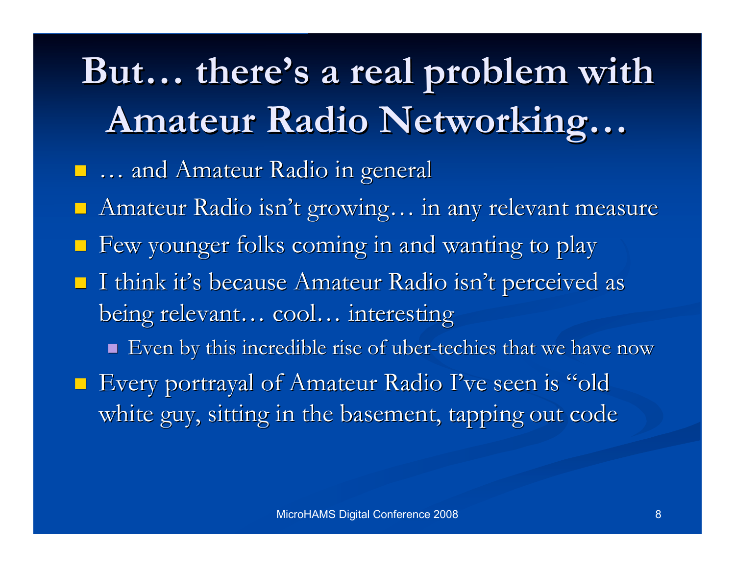# But… there's a real problem with Amateur Radio Networking…

- … and Amateur Radio in general
- Amateur Radio isn't growing… in any relevant measure
- Few younger folks coming in and wanting to play
- I think it's because Amateur Radio isn't perceived as being relevant… cool… interesting
  - Even by this incredible rise of uber-techies that we have now
- Every portrayal of Amateur Radio I've seen is "old white guy, sitting in the basement, tapping out code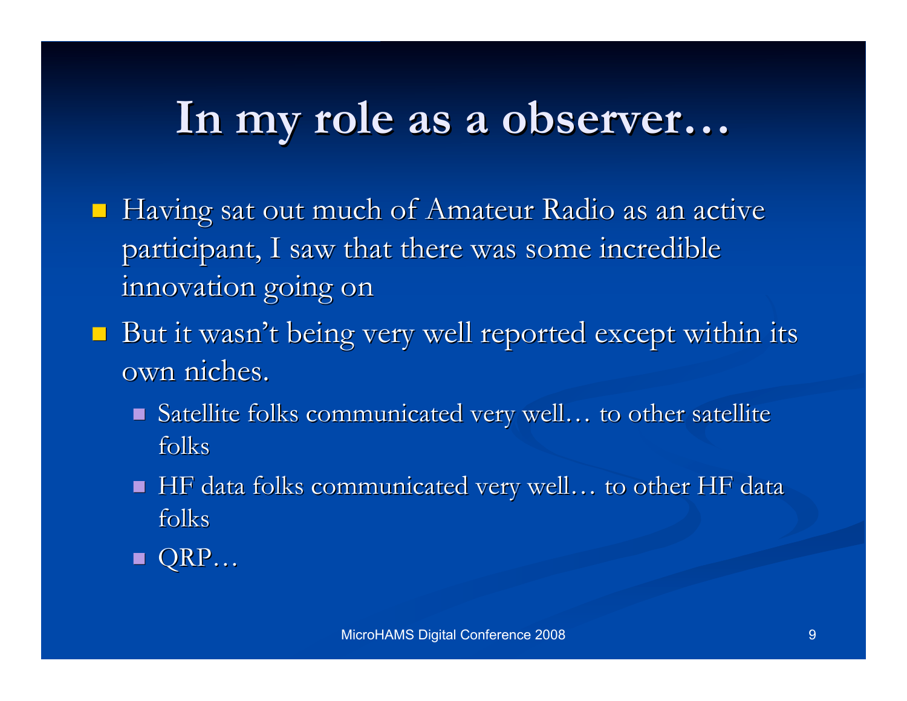# In my role as a observer…

- Having sat out much of Amateur Radio as an active participant, I saw that there was some incredible innovation going on
- But it wasn't being very well reported except within its own niches.
  - Satellite folks communicated very well… to other satellite folks
  - HF data folks communicated very well… to other HF data folks
  - QRP…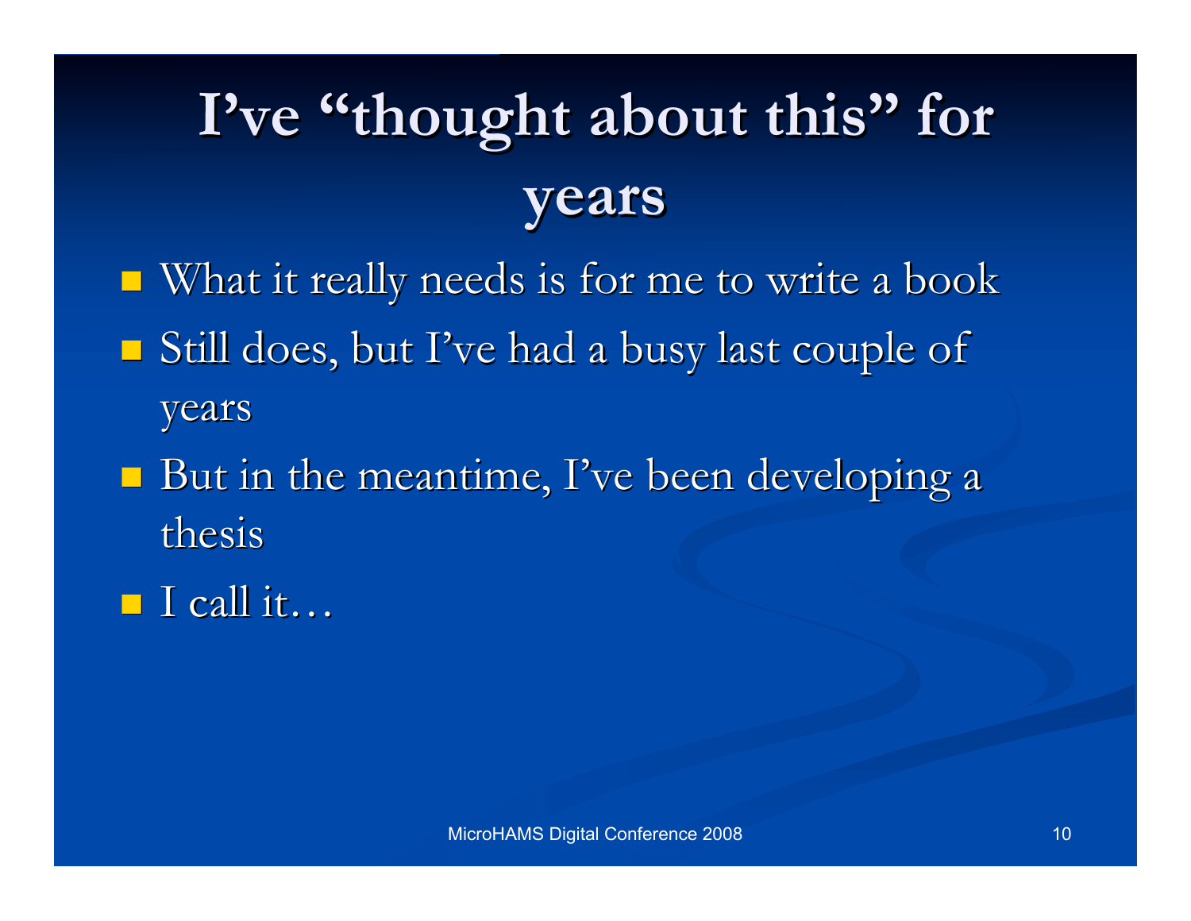# I've "thought about this" for years

- What it really needs is for me to write a book
- Still does, but I've had a busy last couple of years
- But in the meantime, I've been developing a thesis
- I call it…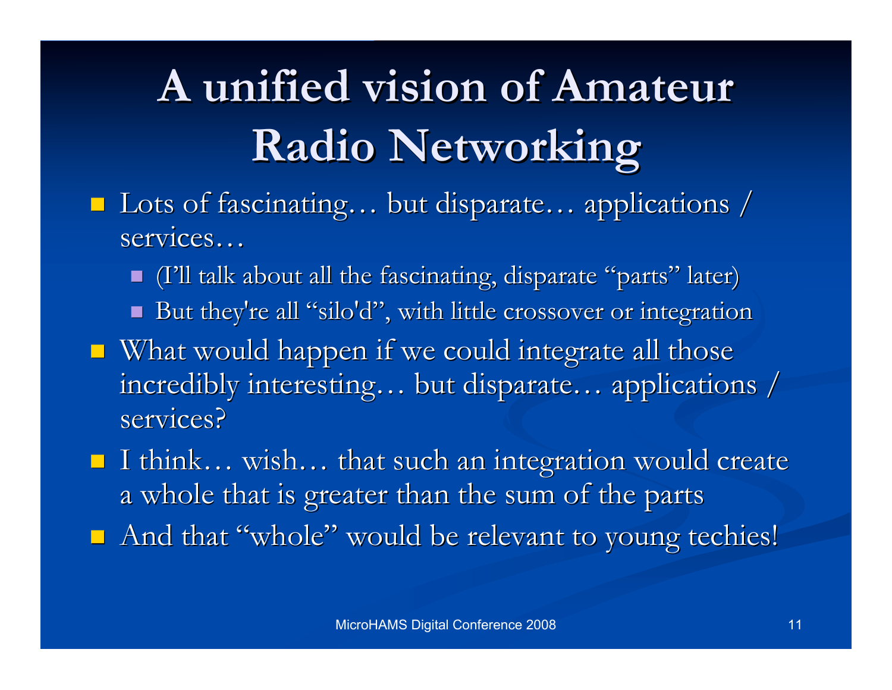# A unified vision of Amateur Radio Networking

- Lots of fascinating… but disparate… applications / services…
  - (I'll talk about all the fascinating, disparate "parts" later)
  - But they're all "silo'd", with little crossover or integration
- What would happen if we could integrate all those incredibly interesting… but disparate… applications / services?
- I think… wish… that such an integration would create a whole that is greater than the sum of the parts
- And that "whole" would be relevant to young techies!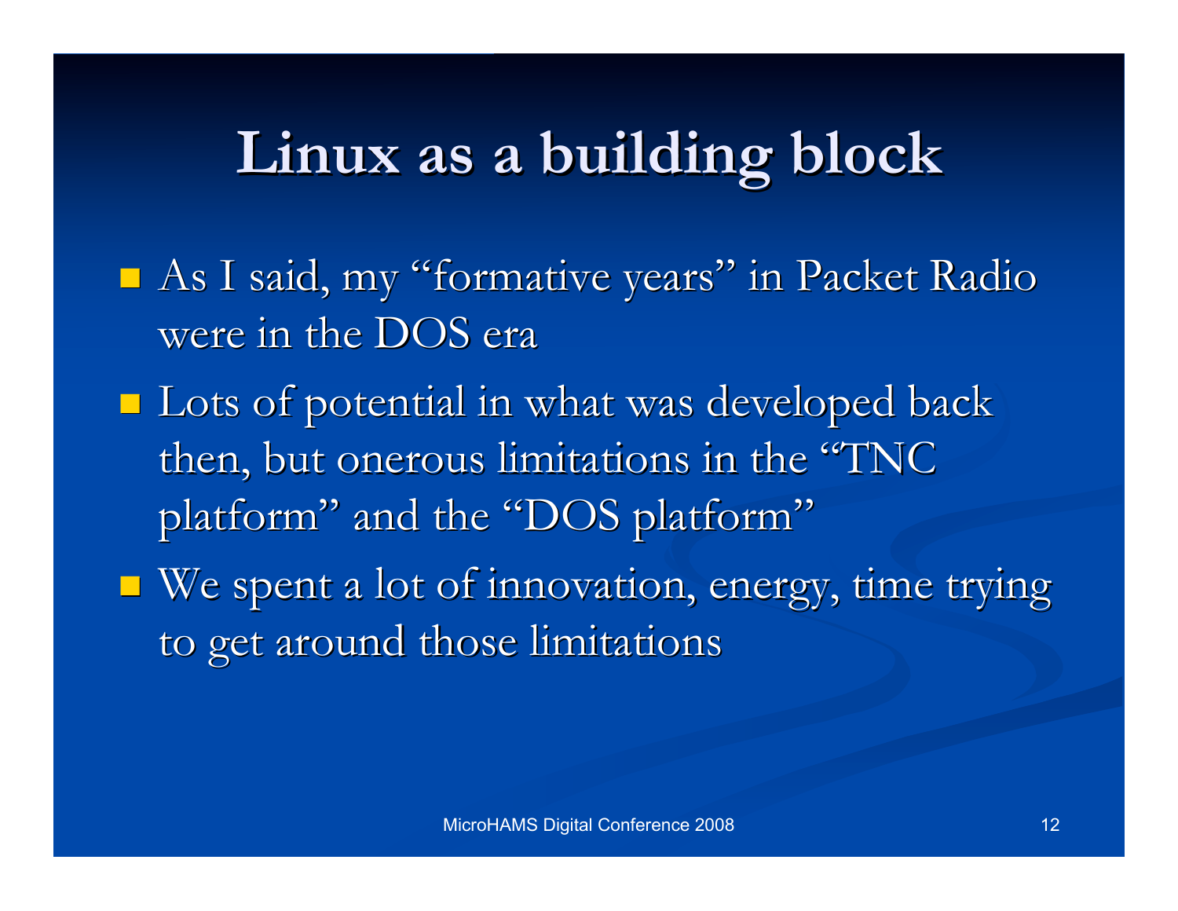# Linux as a building block

- As I said, my "formative years" in Packet Radio were in the DOS era
- Lots of potential in what was developed back then, but onerous limitations in the "TNC platform" and the "DOS platform"
- We spent a lot of innovation, energy, time trying to get around those limitations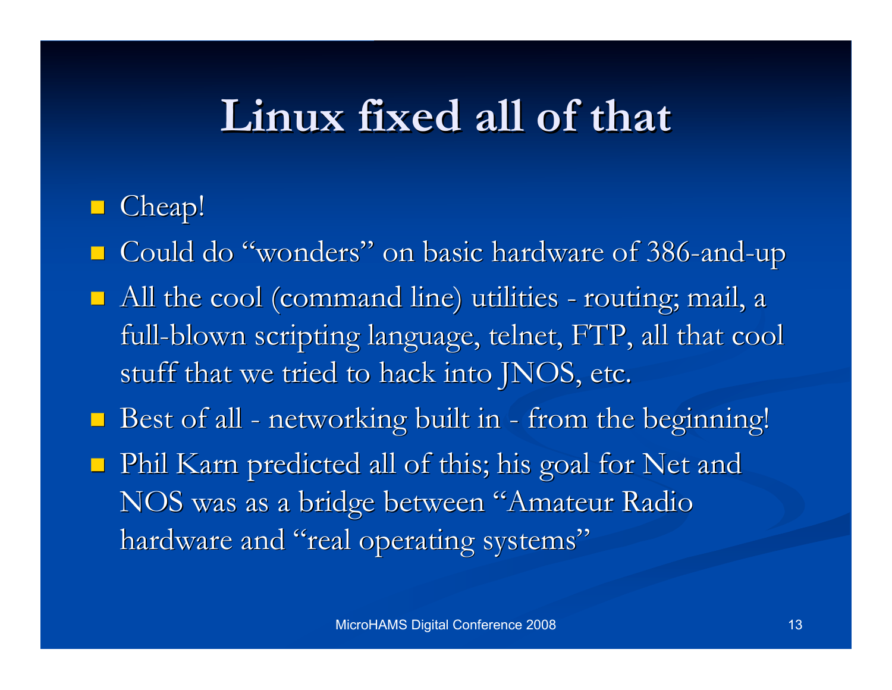# Linux fixed all of that

- Cheap!
- Could do “wonders” on basic hardware of 386-and-up
- All the cool (command line) utilities - routing; mail, a full-blown scripting language, telnet, FTP, all that cool stuff that we tried to hack into JNOS, etc.
- Best of all - networking built in - from the beginning!
- Phil Karn predicted all of this; his goal for Net and NOS was as a bridge between “Amateur Radio hardware and “real operating systems”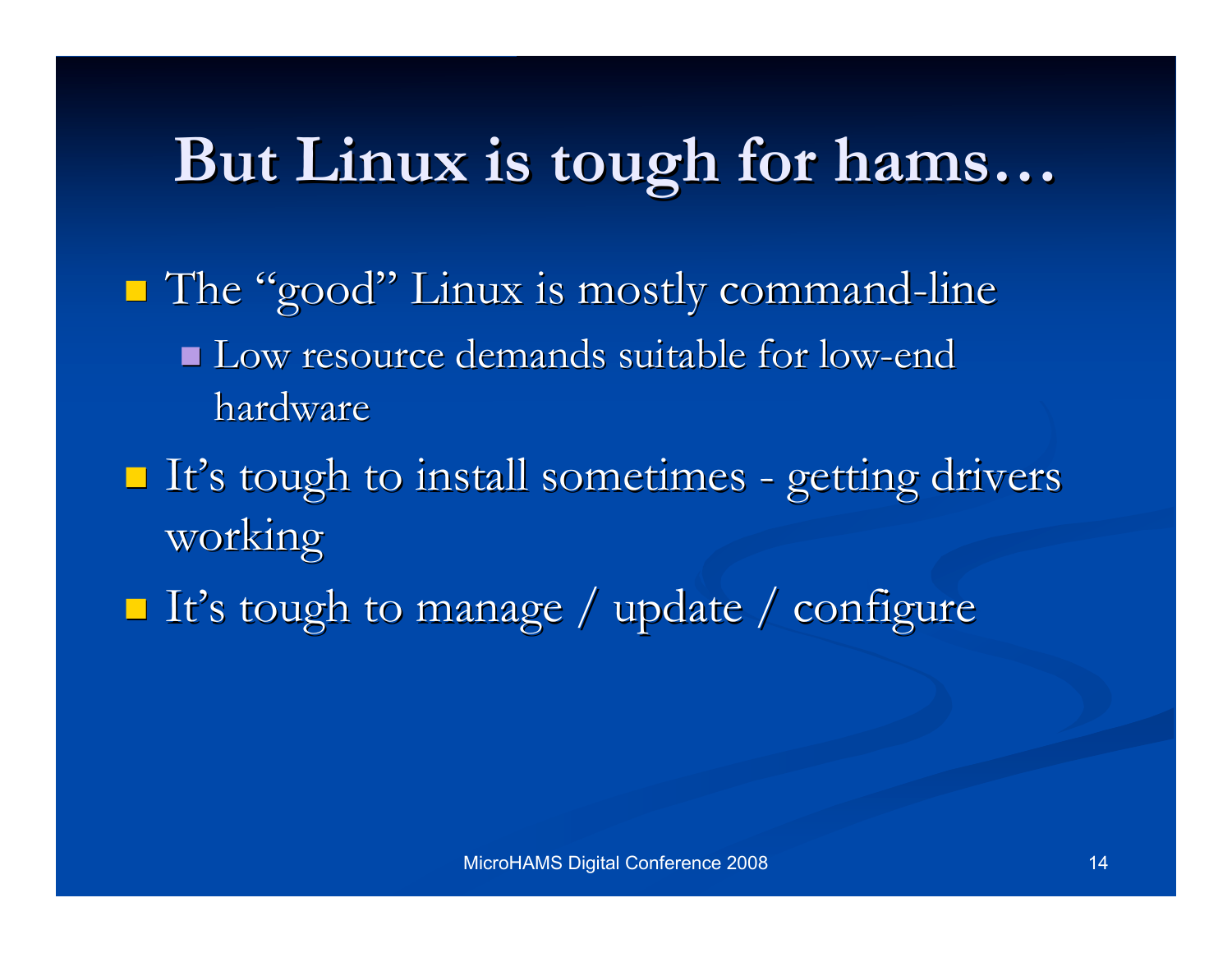# But Linux is tough for hams…

- The "good" Linux is mostly command-line
  - Low resource demands suitable for low-end hardware
- It's tough to install sometimes - getting drivers working
- It's tough to manage / update / configure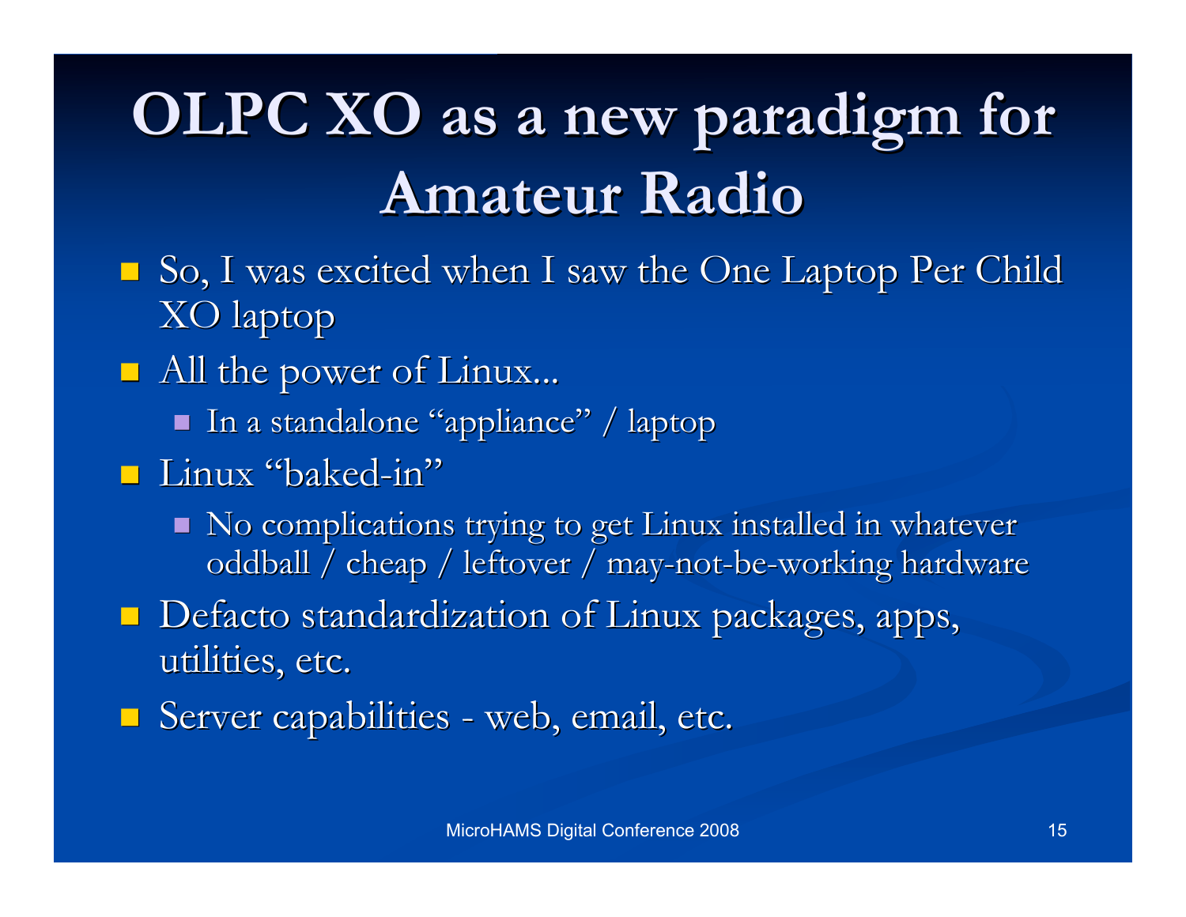# OLPC XO as a new paradigm for Amateur Radio

- So, I was excited when I saw the One Laptop Per Child XO laptop
- All the power of Linux...
  - In a standalone "appliance" / laptop
- Linux "baked-in"
  - No complications trying to get Linux installed in whatever oddball / cheap / leftover / may-not-be-working hardware
- Defacto standardization of Linux packages, apps, utilities, etc.
- Server capabilities - web, email, etc.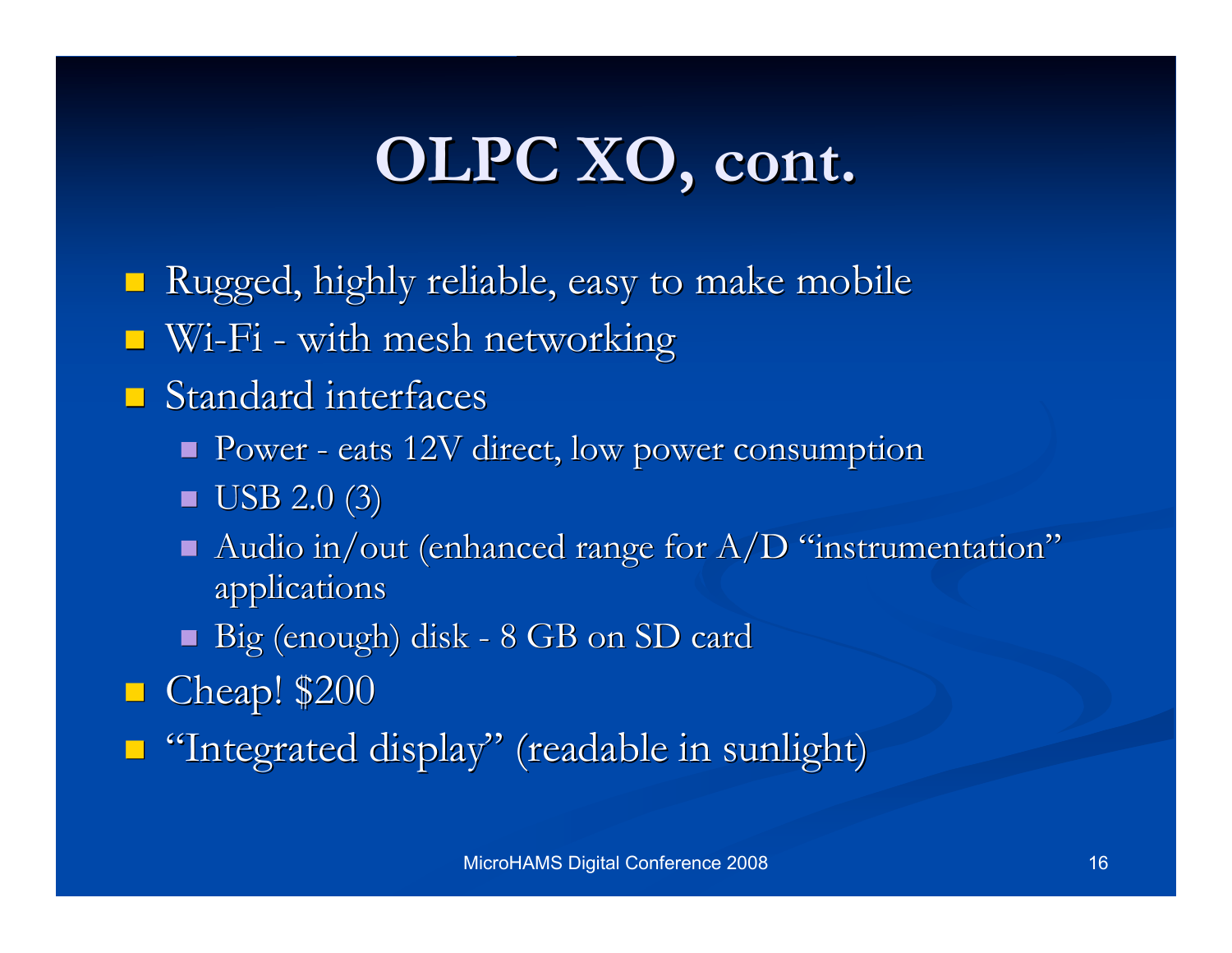# OLPC XO, cont.

- Rugged, highly reliable, easy to make mobile
- Wi-Fi - with mesh networking
- Standard interfaces
  - Power - eats 12V direct, low power consumption
  - USB 2.0 (3)
  - Audio in/out (enhanced range for A/D “instrumentation” applications
  - Big (enough) disk - 8 GB on SD card
- Cheap! $200
- “Integrated display” (readable in sunlight)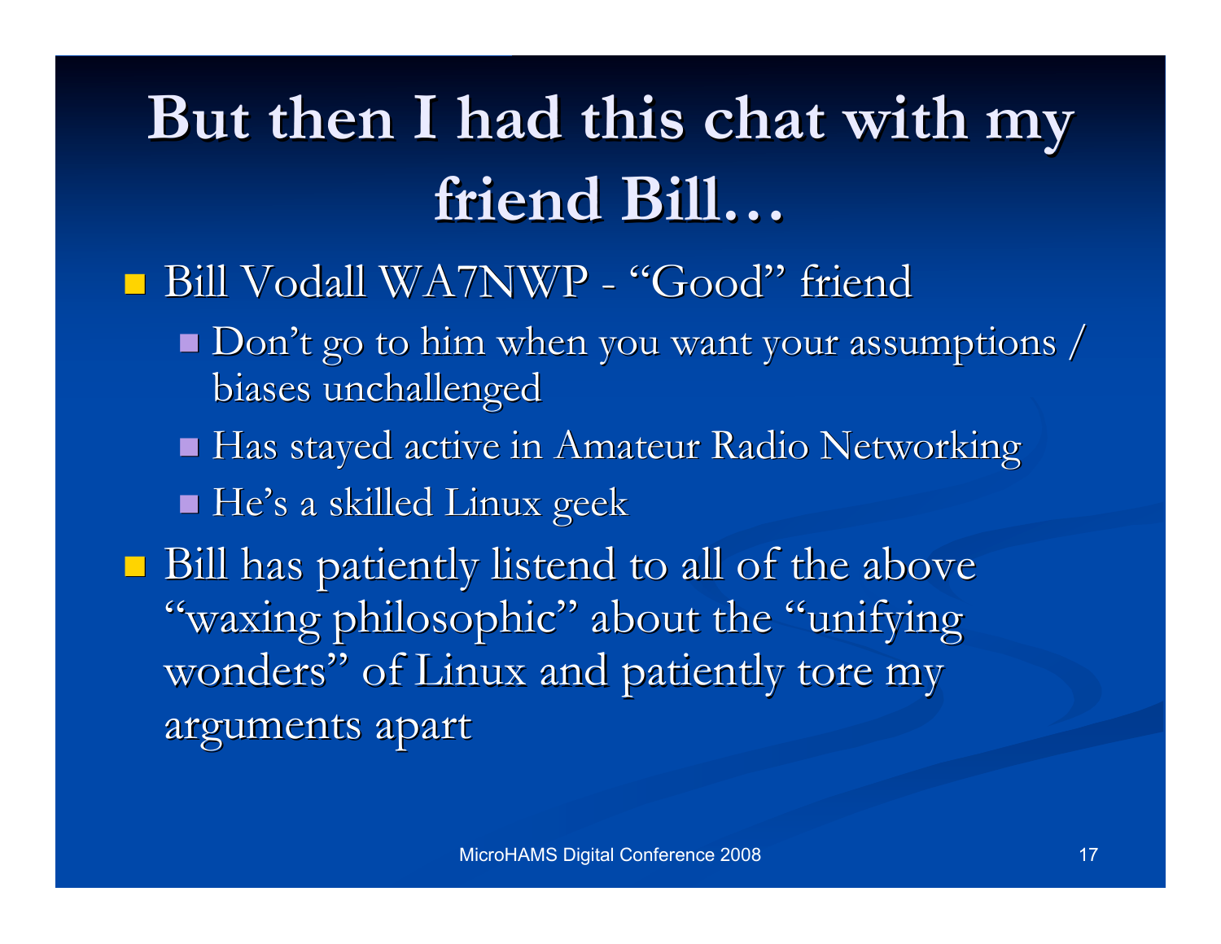# But then I had this chat with my friend Bill…

- Bill Vodall WA7NWP - “Good” friend
  - Don’t go to him when you want your assumptions / biases unchallenged
  - Has stayed active in Amateur Radio Networking
  - He’s a skilled Linux geek
- Bill has patiently listend to all of the above “waxing philosophic” about the “unifying wonders” of Linux and patiently tore my arguments apart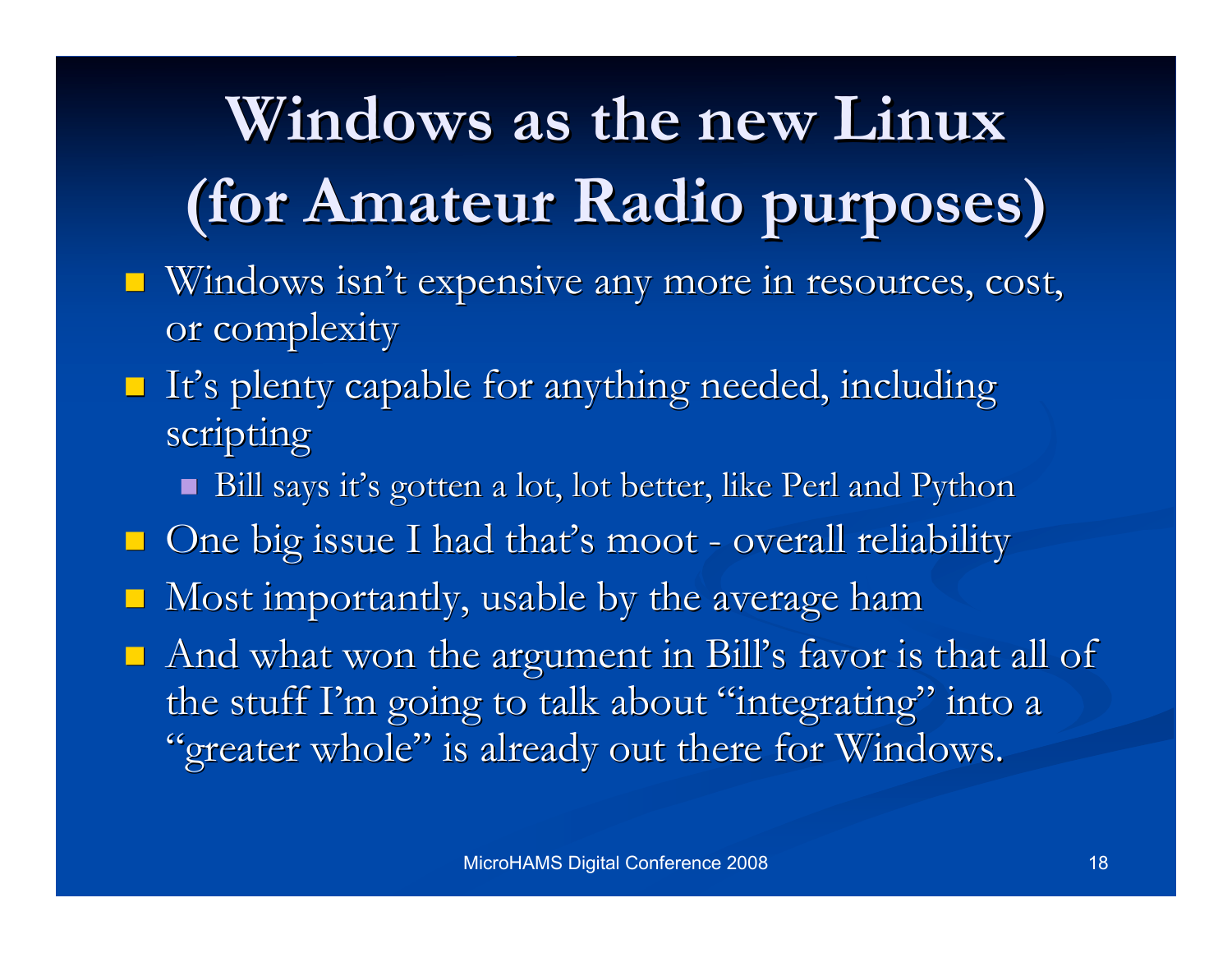# Windows as the new Linux (for Amateur Radio purposes)

- Windows isn't expensive any more in resources, cost, or complexity
- It's plenty capable for anything needed, including scripting
  - Bill says it's gotten a lot, lot better, like Perl and Python
- One big issue I had that's moot - overall reliability
- Most importantly, usable by the average ham
- And what won the argument in Bill's favor is that all of the stuff I'm going to talk about "integrating" into a "greater whole" is already out there for Windows.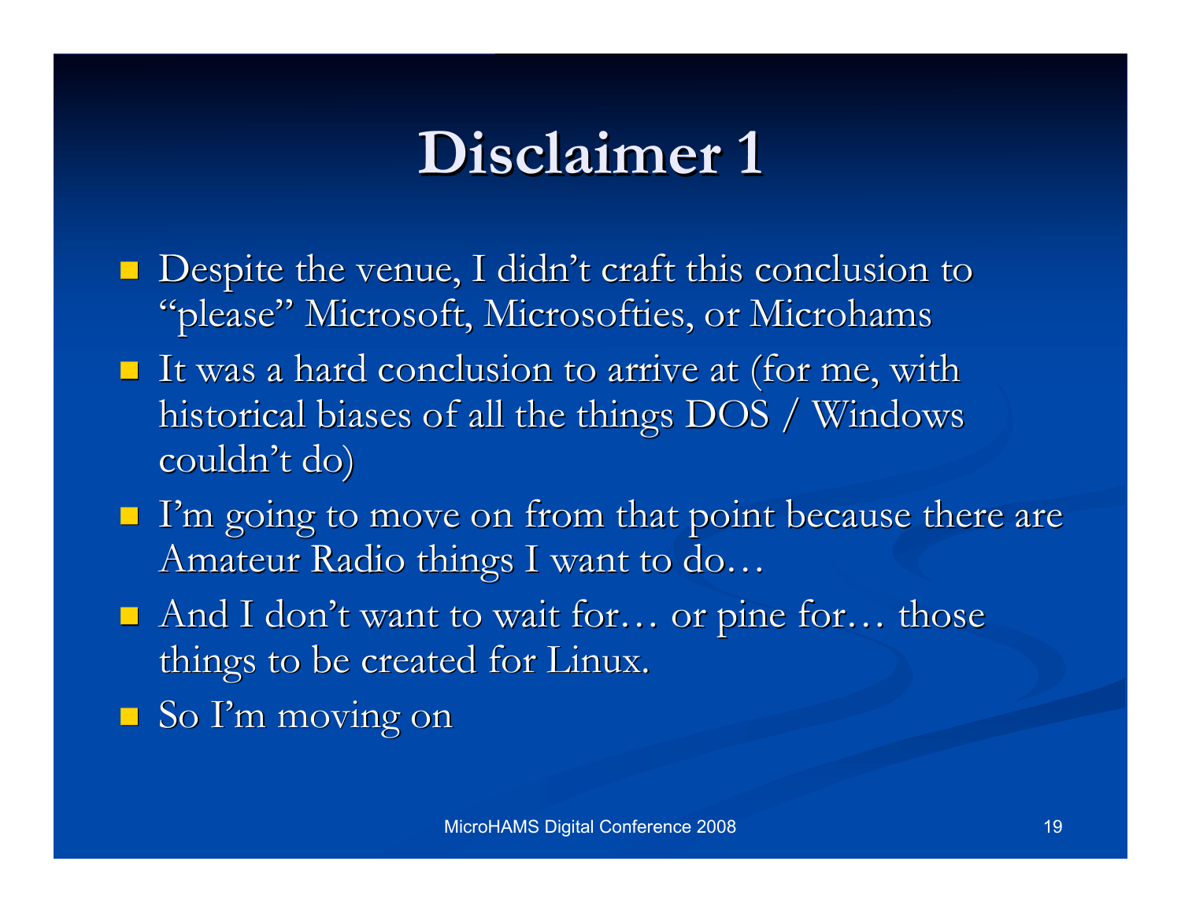# Disclaimer 1

- Despite the venue, I didn't craft this conclusion to "please" Microsoft, Microsofties, or Microhams
- It was a hard conclusion to arrive at (for me, with historical biases of all the things DOS / Windows couldn't do)
- I'm going to move on from that point because there are Amateur Radio things I want to do…
- And I don't want to wait for… or pine for… those things to be created for Linux.
- So I'm moving on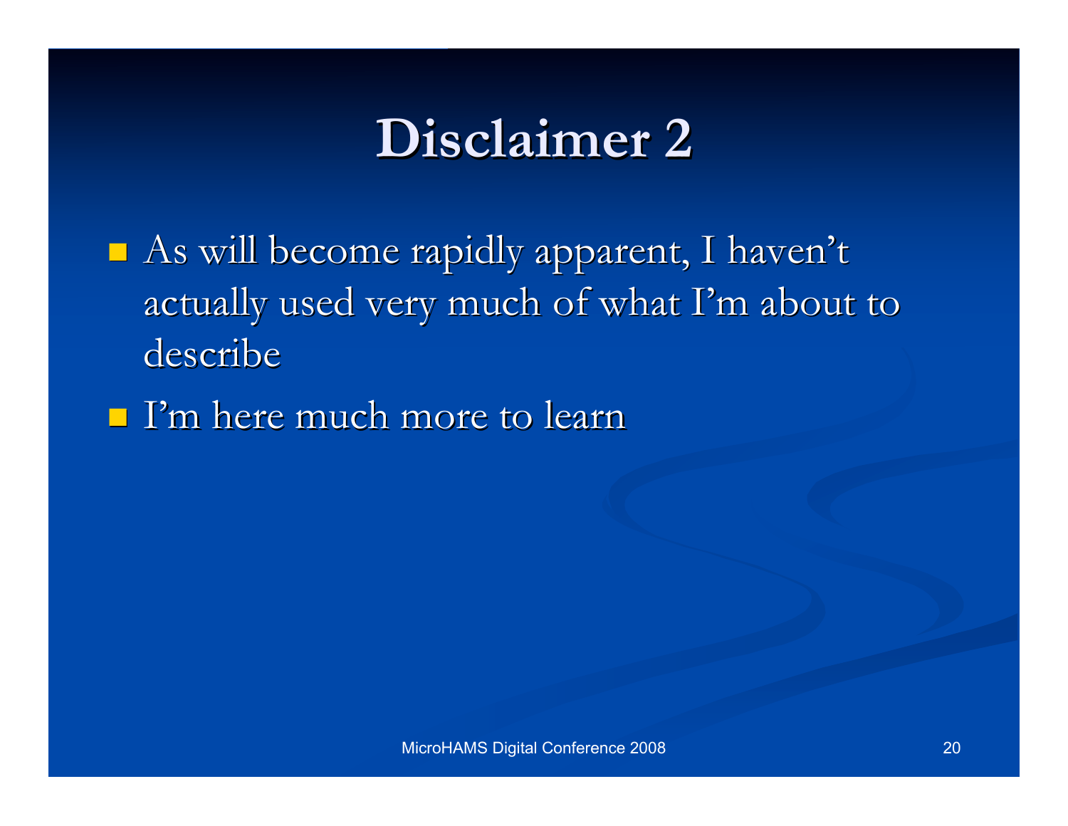# Disclaimer 2

- As will become rapidly apparent, I haven't actually used very much of what I'm about to describe
- I'm here much more to learn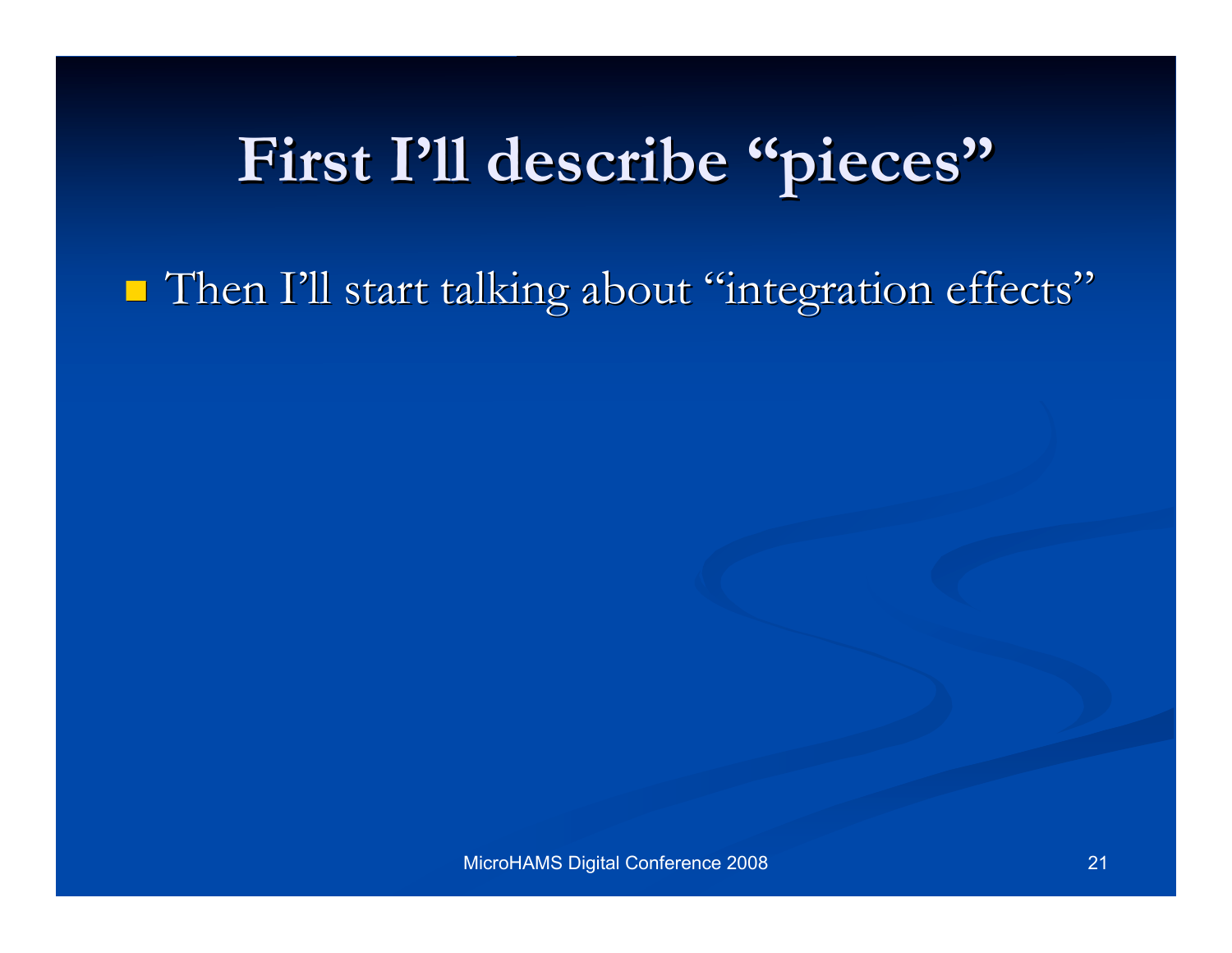# First I'll describe "pieces"

- Then I'll start talking about "integration effects"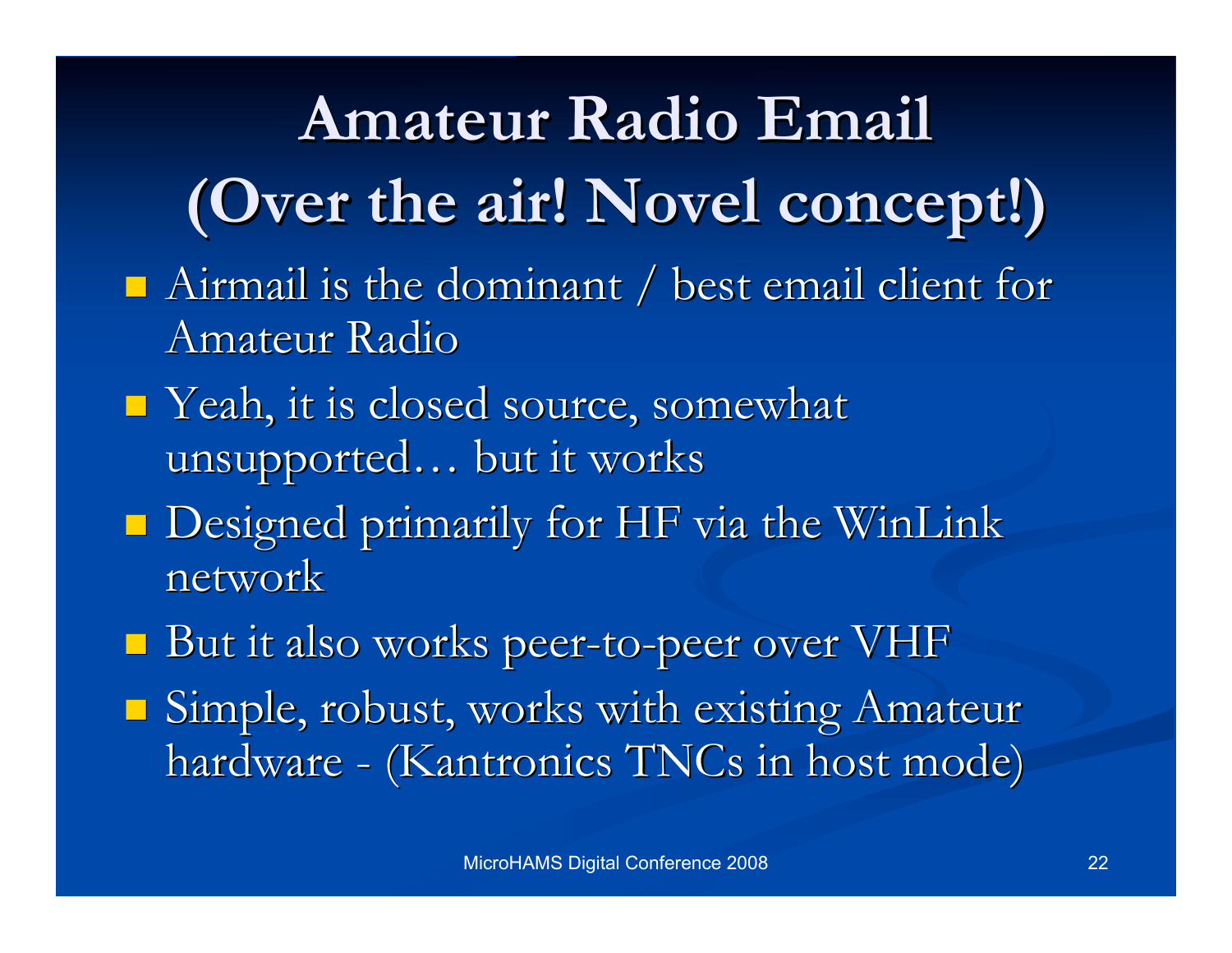# Amateur Radio Email (Over the air! Novel concept!)

- Airmail is the dominant / best email client for Amateur Radio
- Yeah, it is closed source, somewhat unsupported… but it works
- Designed primarily for HF via the WinLink network
- But it also works peer-to-peer over VHF
- Simple, robust, works with existing Amateur hardware - (Kantronics TNCs in host mode)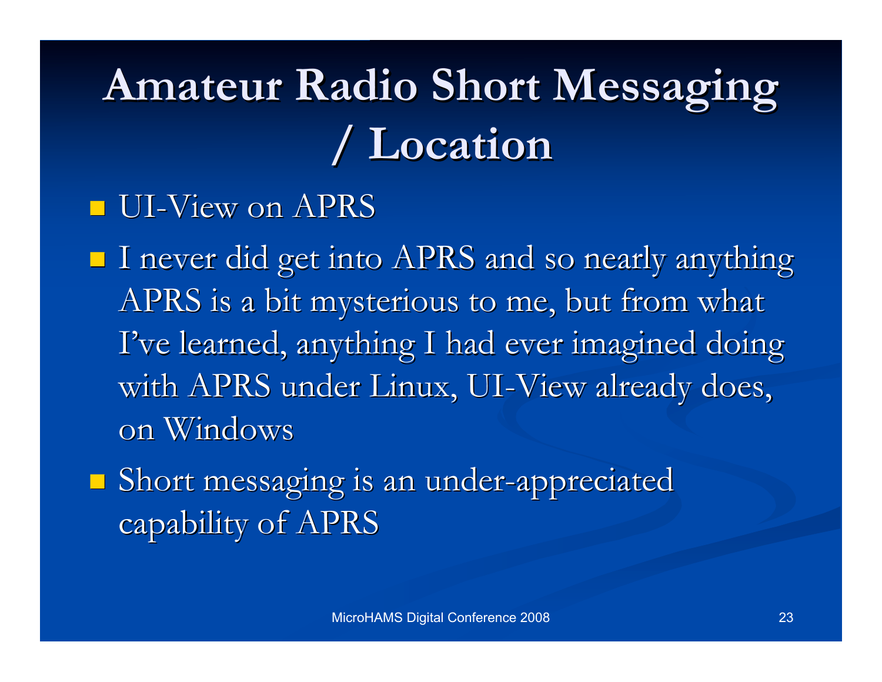# Amateur Radio Short Messaging / Location

- UI-View on APRS
- I never did get into APRS and so nearly anything APRS is a bit mysterious to me, but from what I've learned, anything I had ever imagined doing with APRS under Linux, UI-View already does, on Windows
- Short messaging is an under-appreciated capability of APRS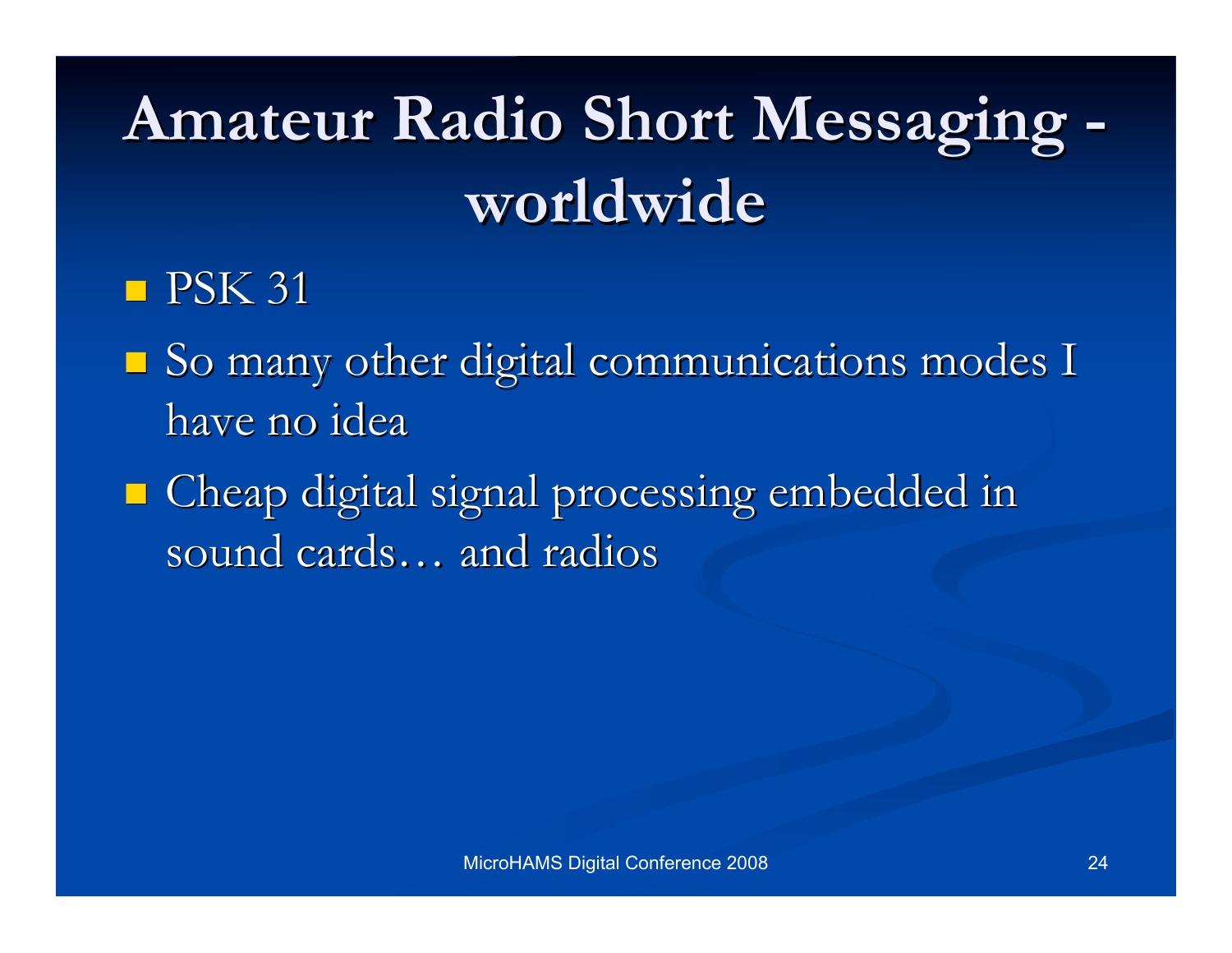# Amateur Radio Short Messaging - worldwide

- PSK 31
- So many other digital communications modes I have no idea
- Cheap digital signal processing embedded in sound cards… and radios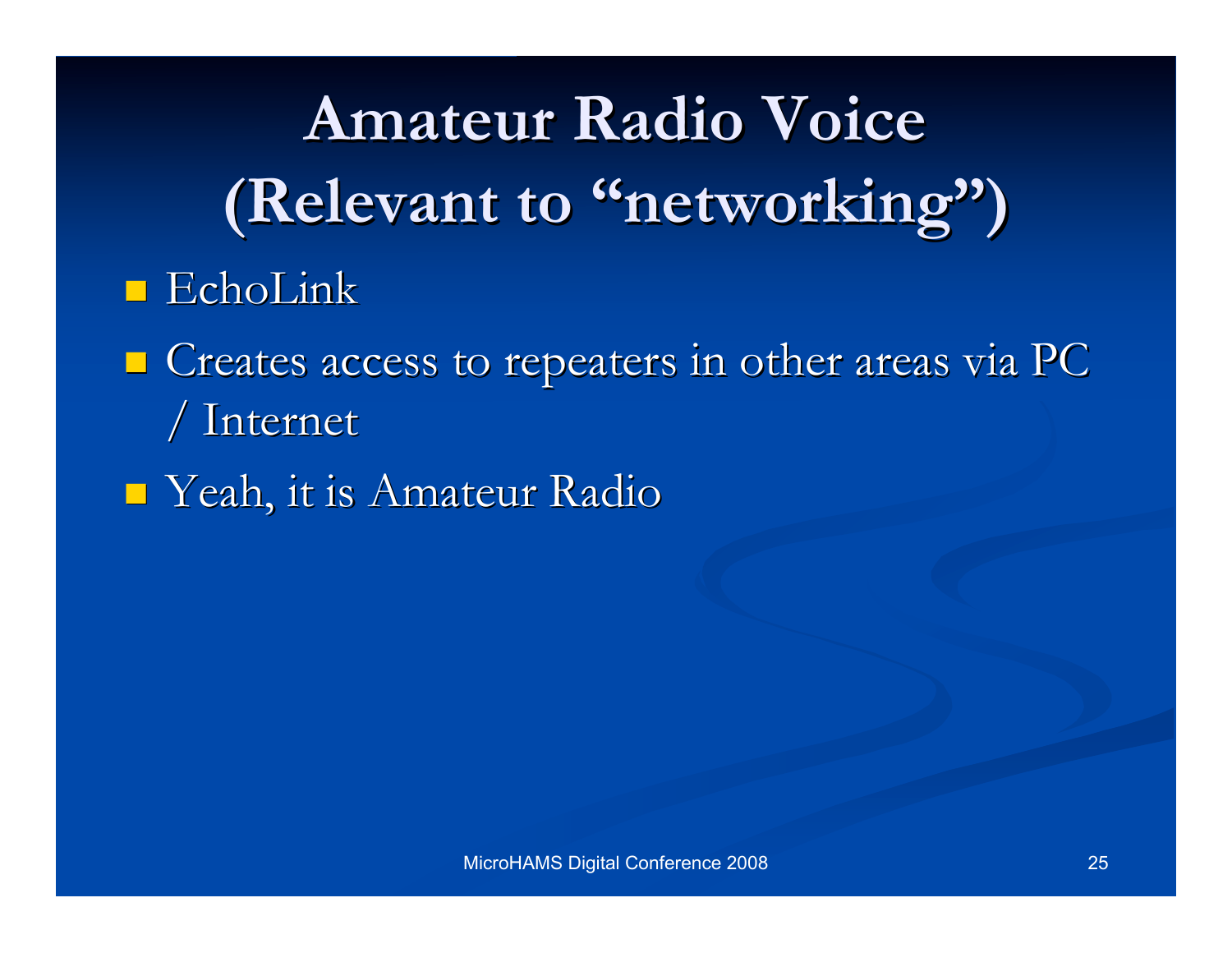# Amateur Radio Voice (Relevant to "networking")

- EchoLink
- Creates access to repeaters in other areas via PC / Internet
- Yeah, it is Amateur Radio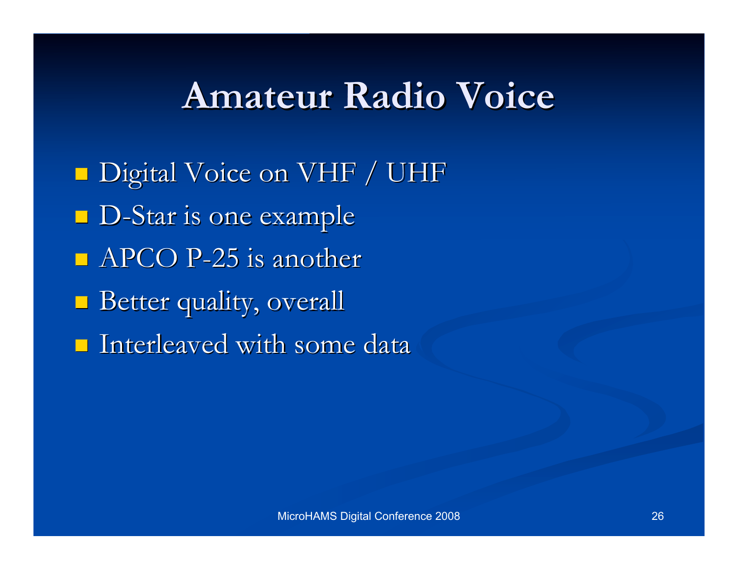# Amateur Radio Voice

- Digital Voice on VHF / UHF
- D-Star is one example
- APCO P-25 is another
- Better quality, overall
- Interleaved with some data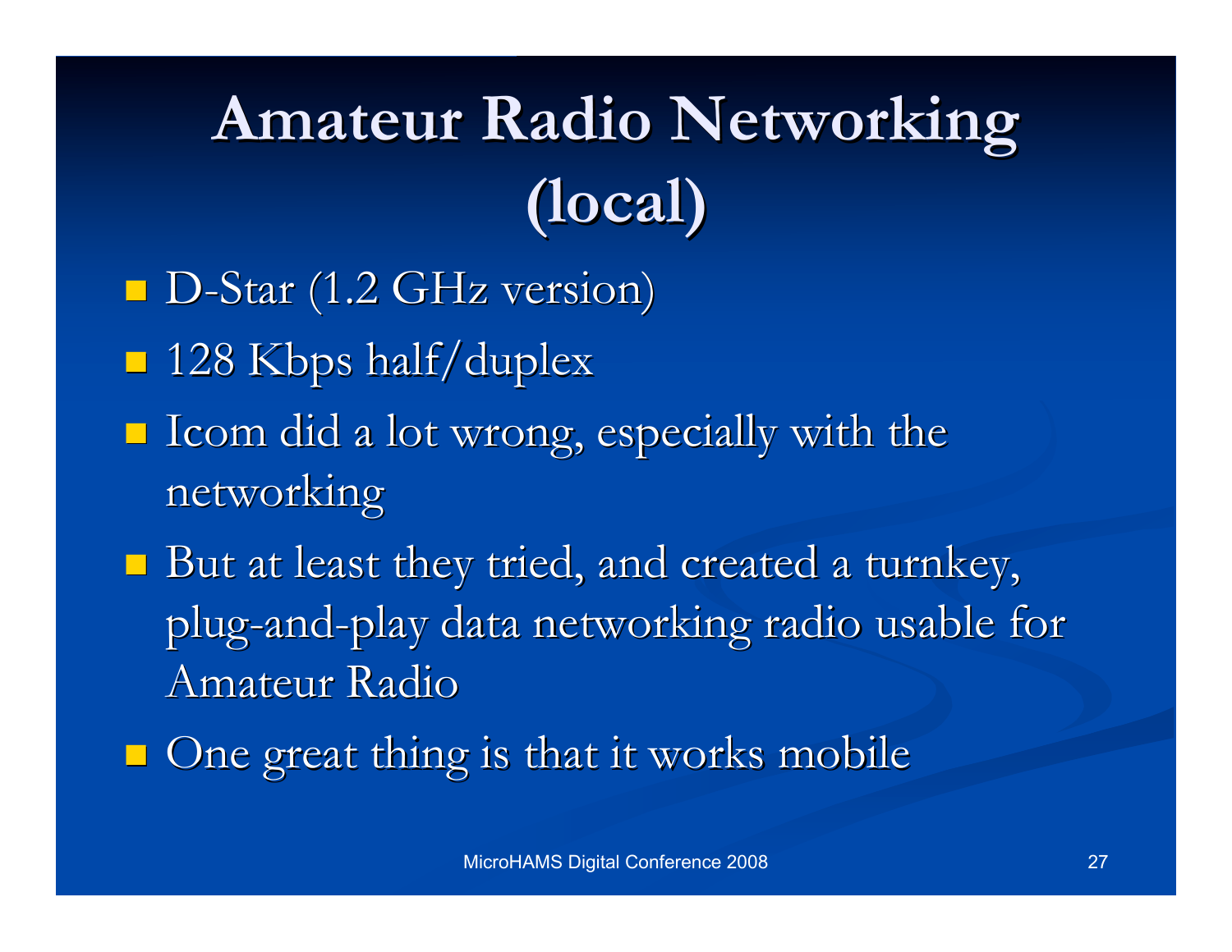# Amateur Radio Networking (local)

- D-Star (1.2 GHz version)
- 128 Kbps half/duplex
- Icom did a lot wrong, especially with the networking
- But at least they tried, and created a turnkey, plug-and-play data networking radio usable for Amateur Radio
- One great thing is that it works mobile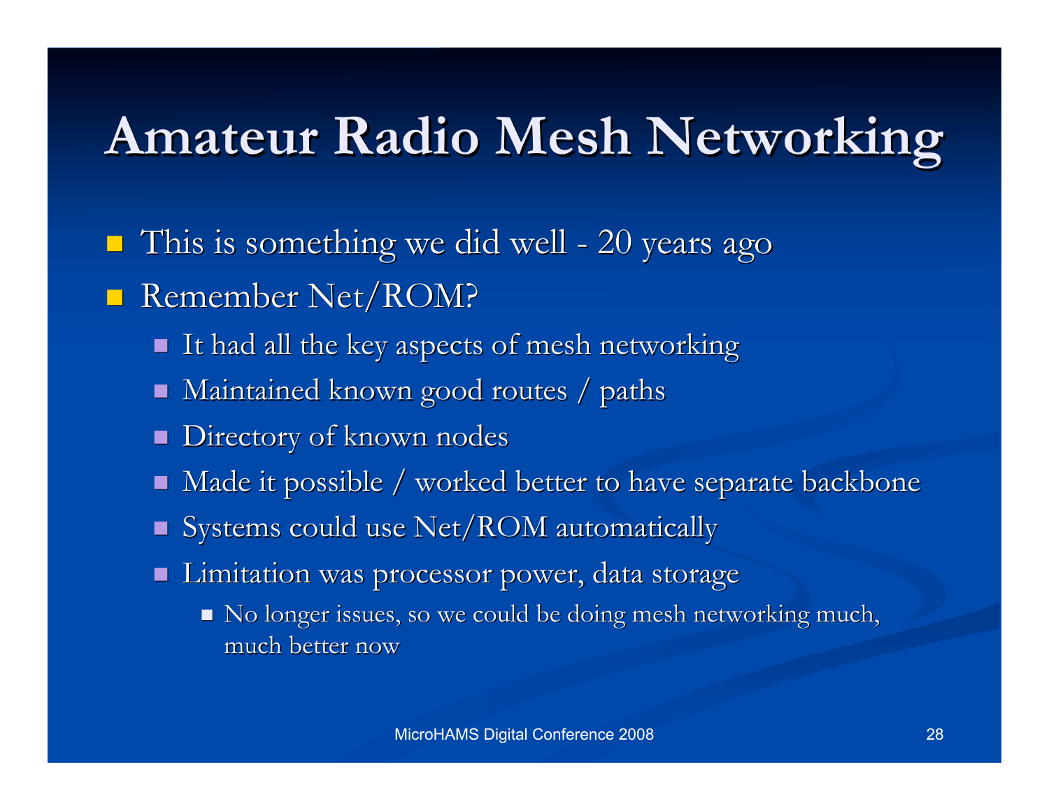# Amateur Radio Mesh Networking

- This is something we did well - 20 years ago
- Remember Net/ROM?
  - It had all the key aspects of mesh networking
  - Maintained known good routes / paths
  - Directory of known nodes
  - Made it possible / worked better to have separate backbone
  - Systems could use Net/ROM automatically
  - Limitation was processor power, data storage
    - No longer issues, so we could be doing mesh networking much, much better now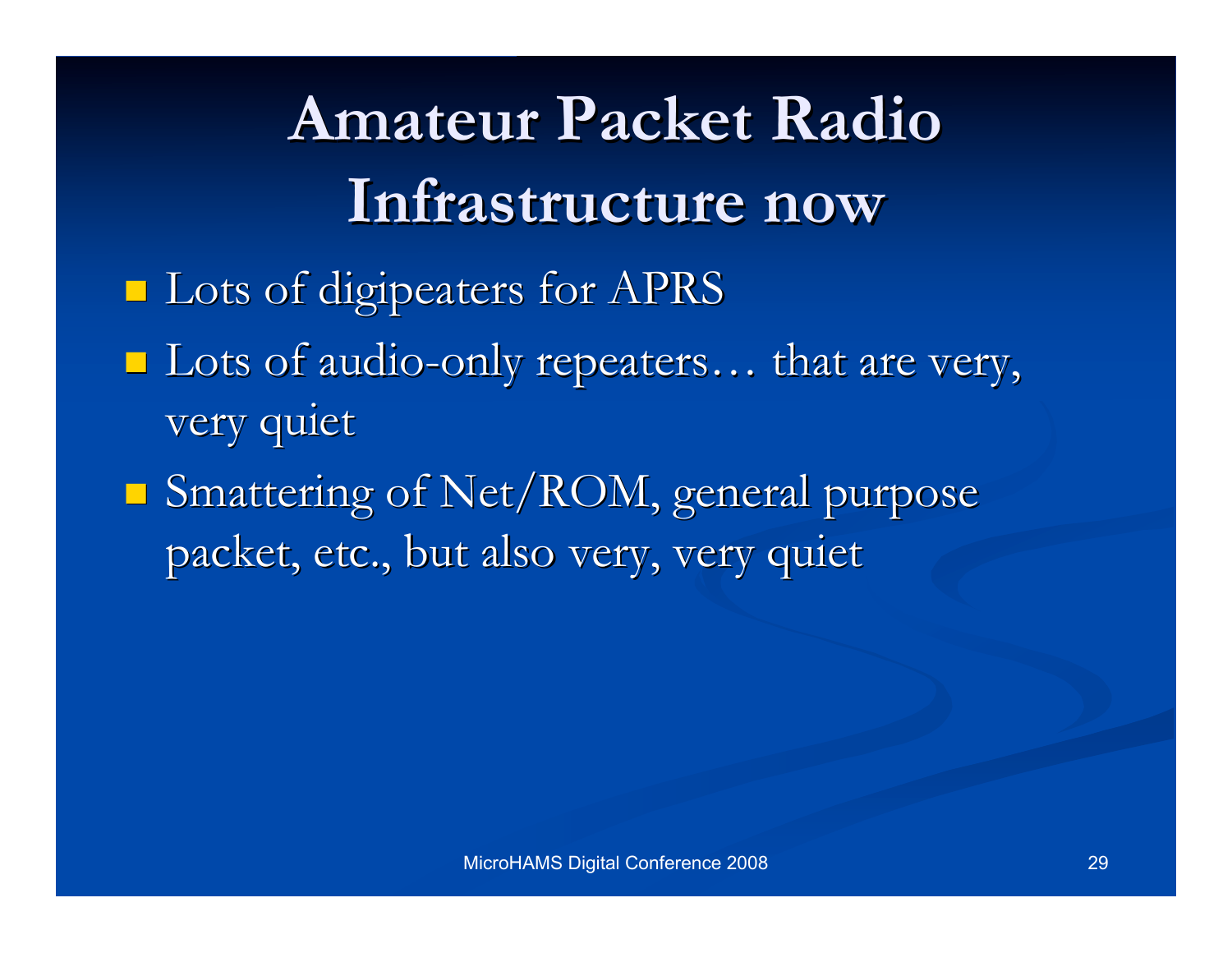# Amateur Packet Radio Infrastructure now

- Lots of digipeaters for APRS
- Lots of audio-only repeaters… that are very, very quiet
- Smattering of Net/ROM, general purpose packet, etc., but also very, very quiet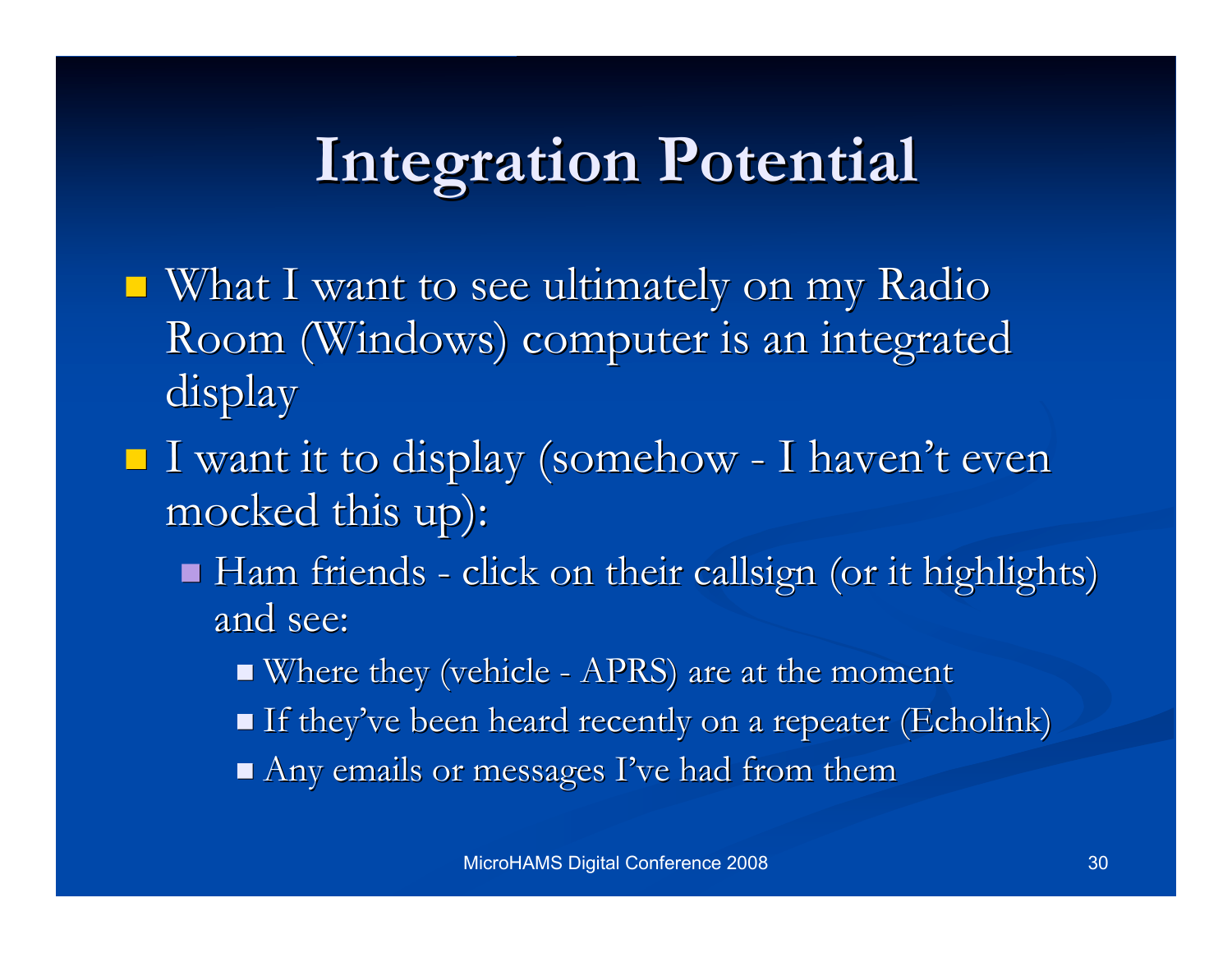# Integration Potential

- What I want to see ultimately on my Radio Room (Windows) computer is an integrated display
- I want it to display (somehow - I haven't even mocked this up):
  - Ham friends - click on their callsign (or it highlights) and see:
    - Where they (vehicle - APRS) are at the moment
    - If they've been heard recently on a repeater (Echolink)
    - Any emails or messages I've had from them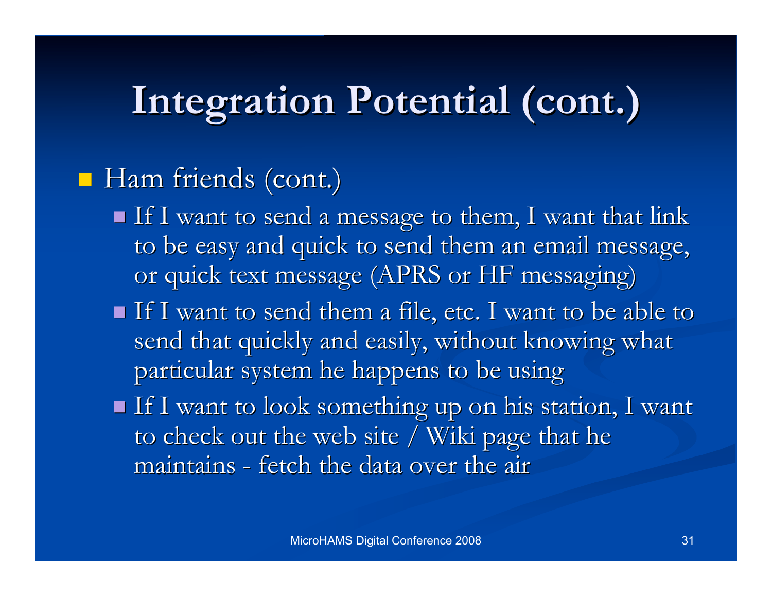# Integration Potential (cont.)

- Ham friends (cont.)
  - If I want to send a message to them, I want that link to be easy and quick to send them an email message, or quick text message (APRS or HF messaging)
  - If I want to send them a file, etc. I want to be able to send that quickly and easily, without knowing what particular system he happens to be using
  - If I want to look something up on his station, I want to check out the web site / Wiki page that he maintains - fetch the data over the air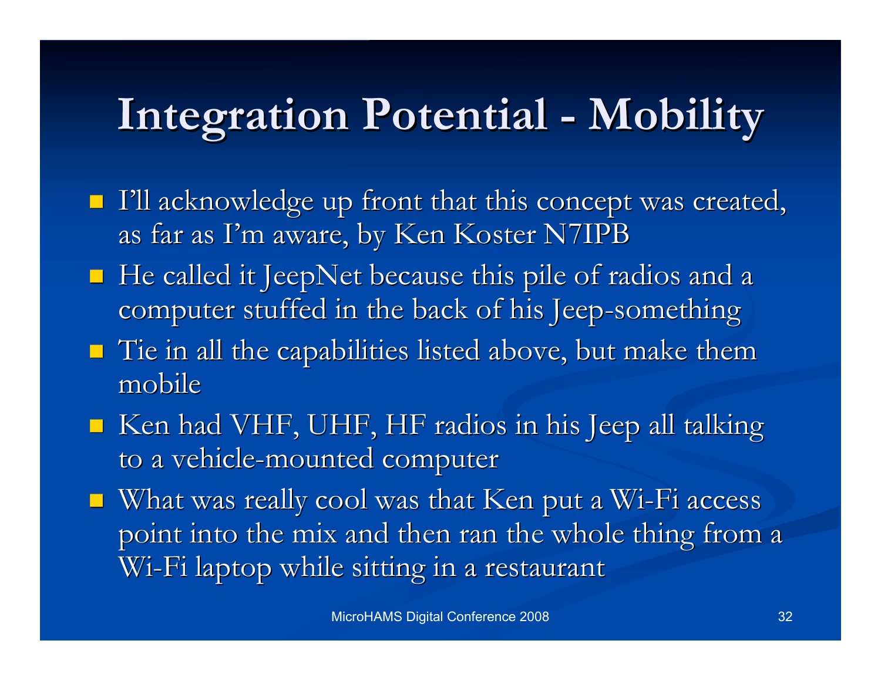# Integration Potential - Mobility

- I'll acknowledge up front that this concept was created, as far as I'm aware, by Ken Koster N7IPB
- He called it JeepNet because this pile of radios and a computer stuffed in the back of his Jeep-something
- Tie in all the capabilities listed above, but make them mobile
- Ken had VHF, UHF, HF radios in his Jeep all talking to a vehicle-mounted computer
- What was really cool was that Ken put a Wi-Fi access point into the mix and then ran the whole thing from a Wi-Fi laptop while sitting in a restaurant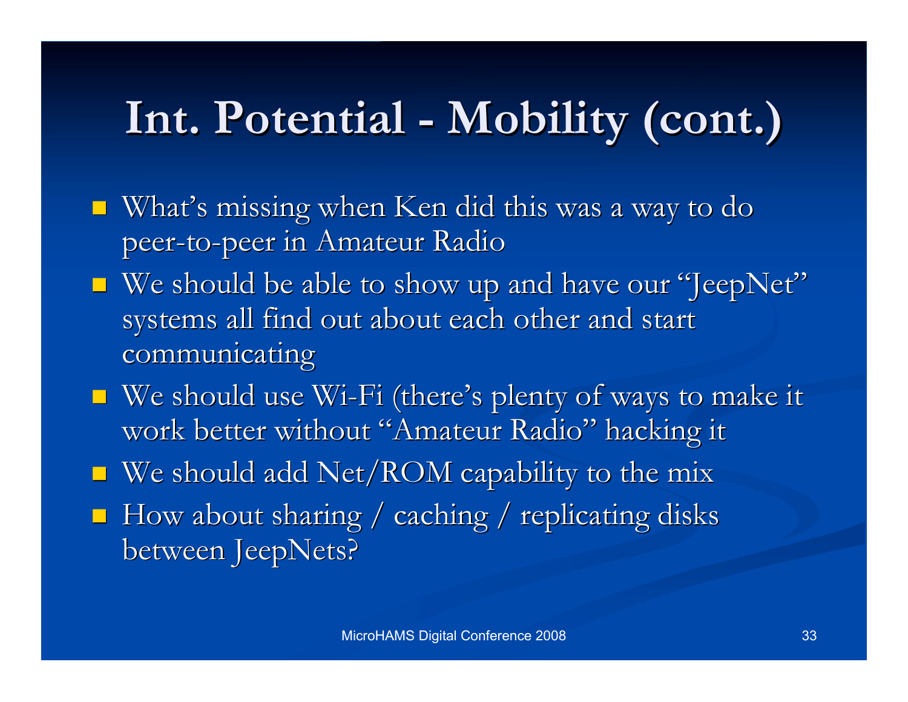# Int. Potential - Mobility (cont.)

- What's missing when Ken did this was a way to do peer-to-peer in Amateur Radio
- We should be able to show up and have our "JeepNet" systems all find out about each other and start communicating
- We should use Wi-Fi (there's plenty of ways to make it work better without "Amateur Radio" hacking it
- We should add Net/ROM capability to the mix
- How about sharing / caching / replicating disks between JeepNets?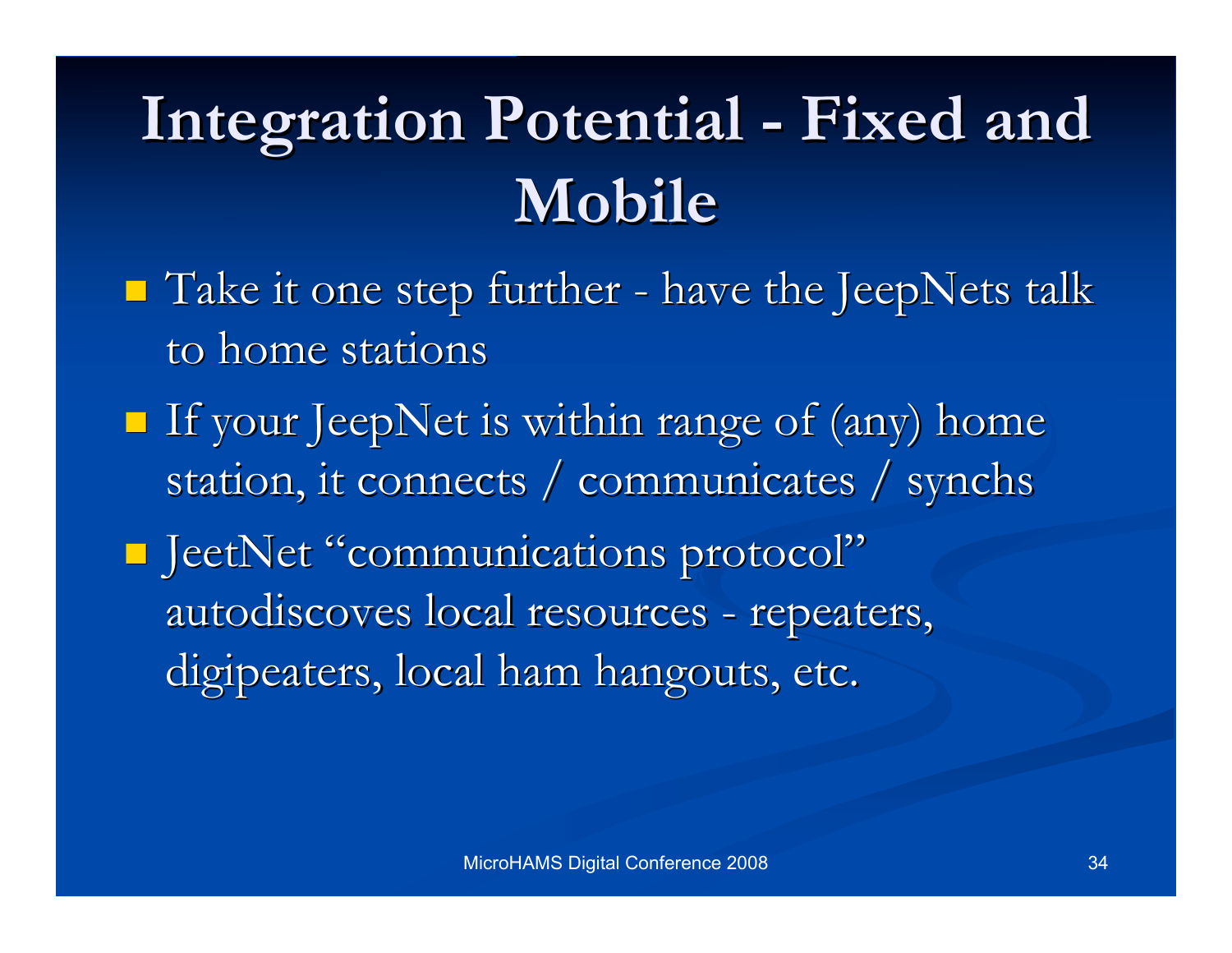# Integration Potential - Fixed and Mobile

- Take it one step further - have the JeepNets talk to home stations
- If your JeepNet is within range of (any) home station, it connects / communicates / synchs
- JeetNet "communications protocol" autodiscoves local resources - repeaters, digipeaters, local ham hangouts, etc.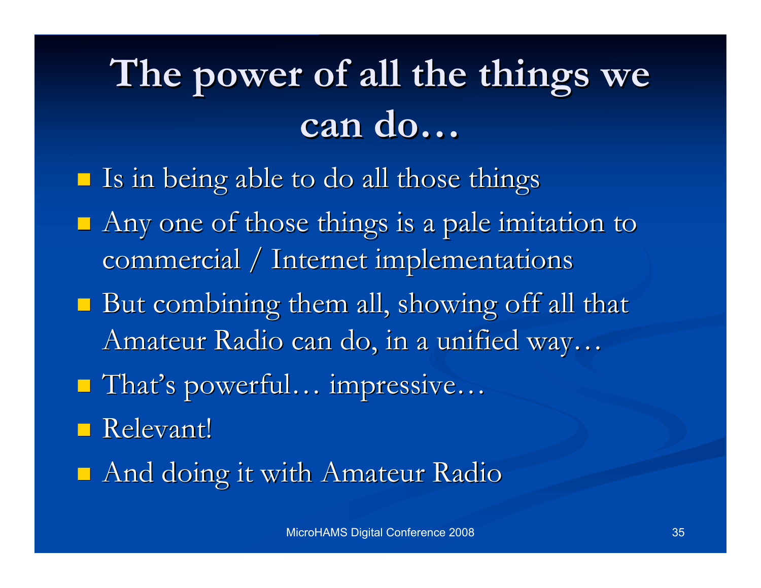# The power of all the things we can do…

- Is in being able to do all those things
- Any one of those things is a pale imitation to commercial / Internet implementations
- But combining them all, showing off all that Amateur Radio can do, in a unified way…
- That's powerful… impressive…
- Relevant!
- And doing it with Amateur Radio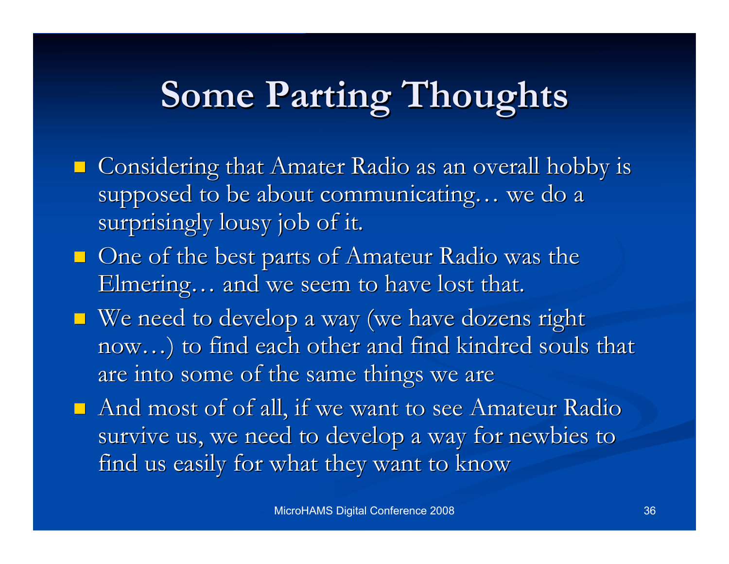# Some Parting Thoughts

- Considering that Amater Radio as an overall hobby is supposed to be about communicating… we do a surprisingly lousy job of it.
- One of the best parts of Amateur Radio was the Elmering… and we seem to have lost that.
- We need to develop a way (we have dozens right now…) to find each other and find kindred souls that are into some of the same things we are
- And most of of all, if we want to see Amateur Radio survive us, we need to develop a way for newbies to find us easily for what they want to know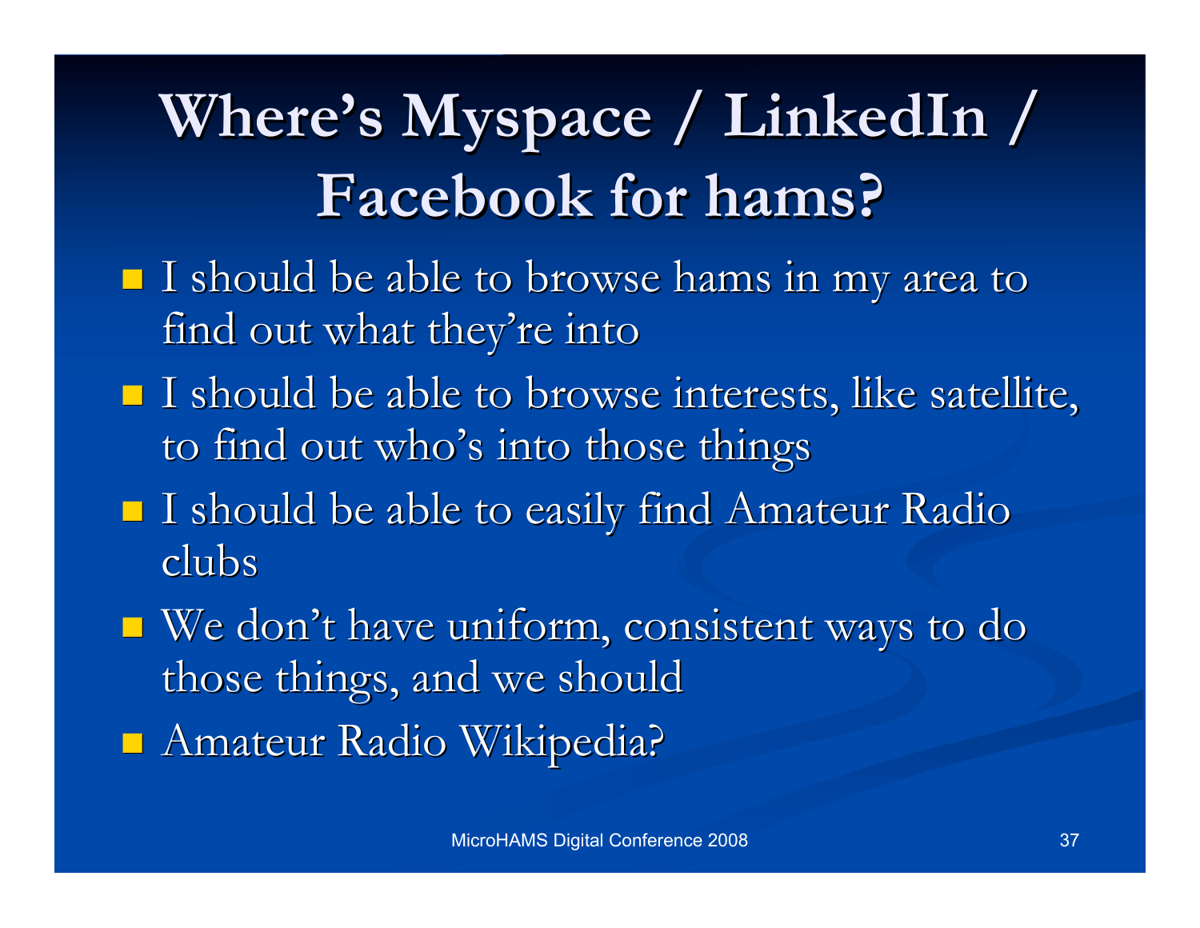# Where's Myspace / LinkedIn / Facebook for hams?

- I should be able to browse hams in my area to find out what they're into
- I should be able to browse interests, like satellite, to find out who's into those things
- I should be able to easily find Amateur Radio clubs
- We don't have uniform, consistent ways to do those things, and we should
- Amateur Radio Wikipedia?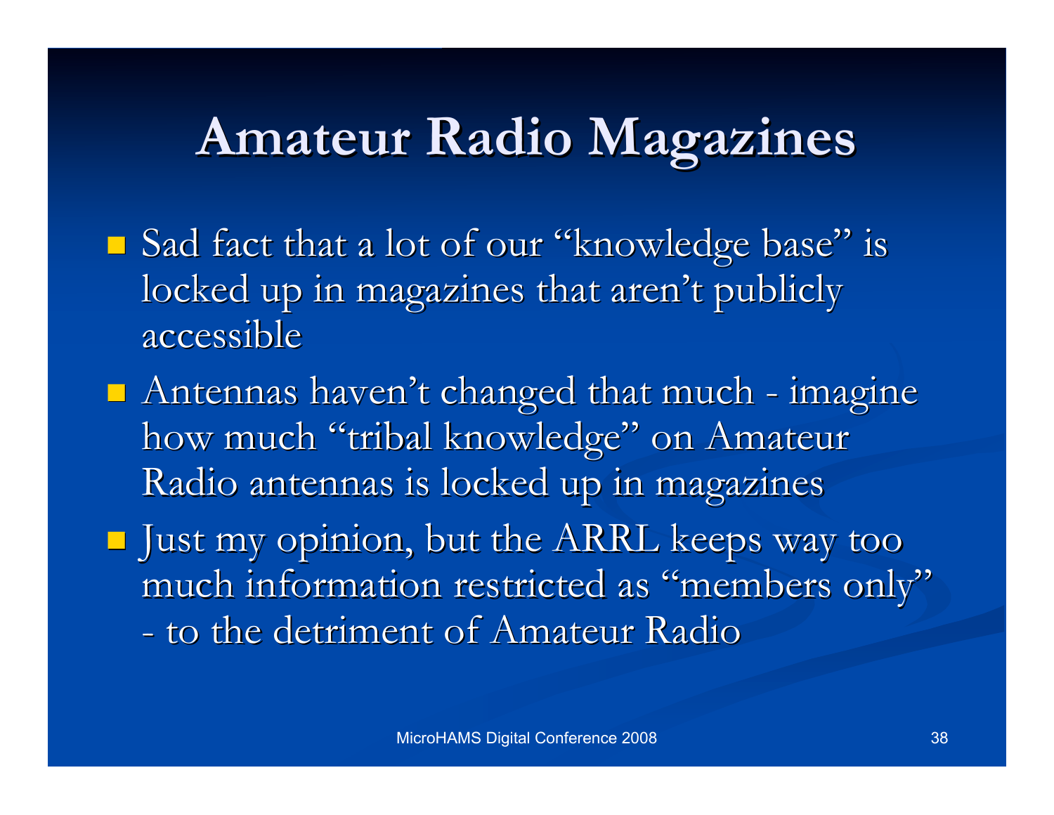# Amateur Radio Magazines

- Sad fact that a lot of our "knowledge base" is locked up in magazines that aren't publicly accessible
- Antennas haven't changed that much - imagine how much "tribal knowledge" on Amateur Radio antennas is locked up in magazines
- Just my opinion, but the ARRL keeps way too much information restricted as "members only" - to the detriment of Amateur Radio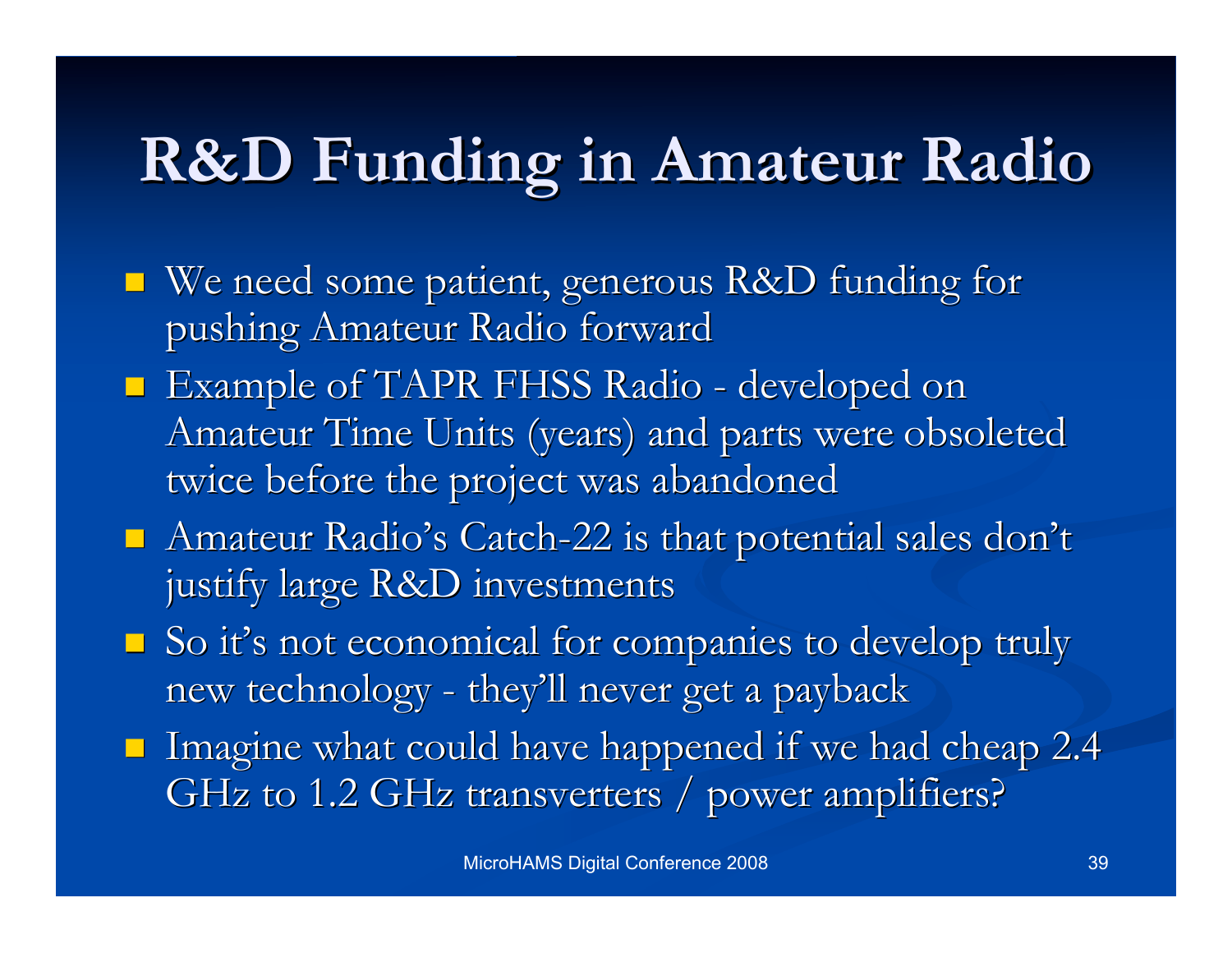# R&D Funding in Amateur Radio

- We need some patient, generous R&D funding for pushing Amateur Radio forward
- Example of TAPR FHSS Radio - developed on Amateur Time Units (years) and parts were obsoleted twice before the project was abandoned
- Amateur Radio's Catch-22 is that potential sales don't justify large R&D investments
- So it's not economical for companies to develop truly new technology - they'll never get a payback
- Imagine what could have happened if we had cheap 2.4 GHz to 1.2 GHz transverters / power amplifiers?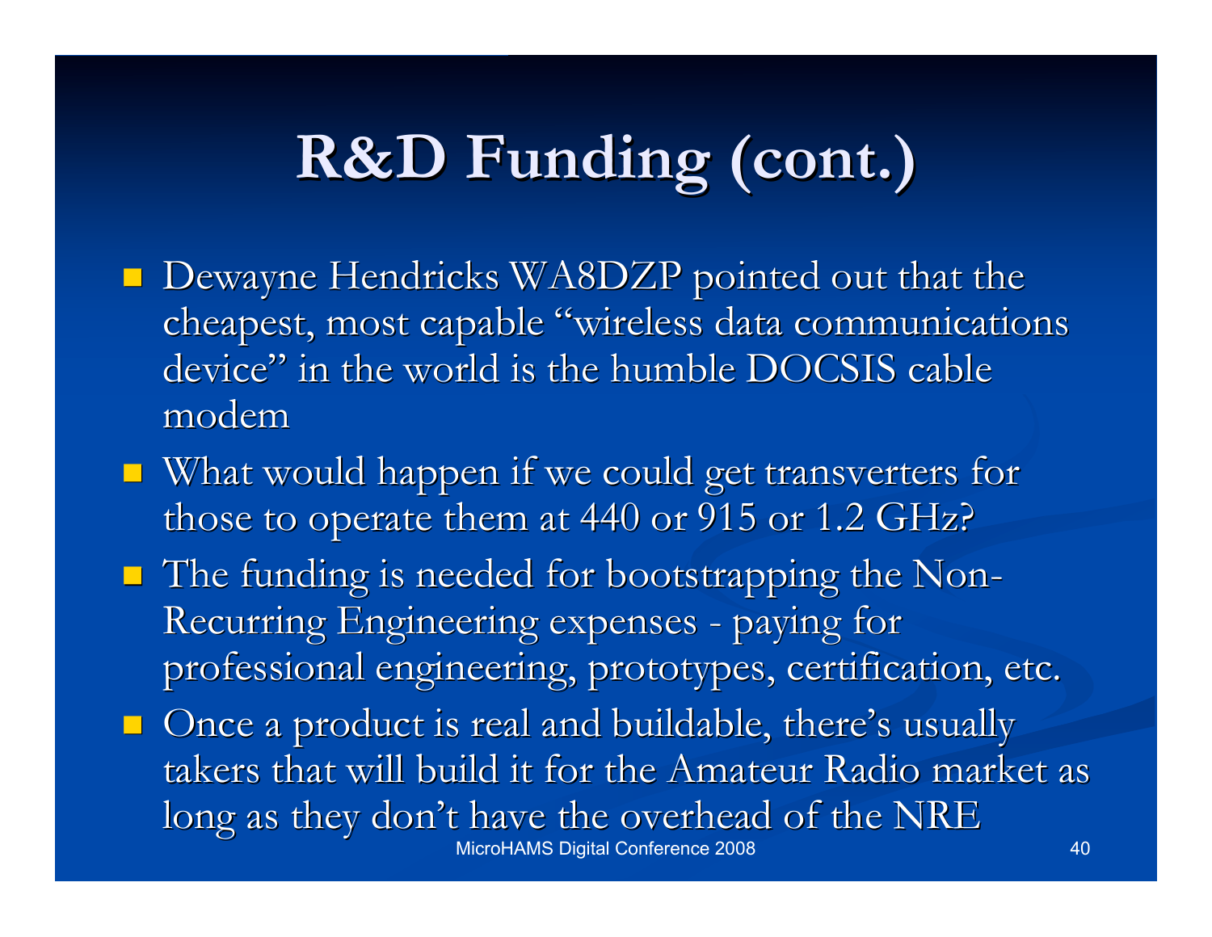# R&D Funding (cont.)

- Dewayne Hendricks WA8DZP pointed out that the cheapest, most capable "wireless data communications device" in the world is the humble DOCSIS cable modem
- What would happen if we could get transverters for those to operate them at 440 or 915 or 1.2 GHz?
- The funding is needed for bootstrapping the Non-Recurring Engineering expenses - paying for professional engineering, prototypes, certification, etc.
- Once a product is real and buildable, there's usually takers that will build it for the Amateur Radio market as long as they don't have the overhead of the NRE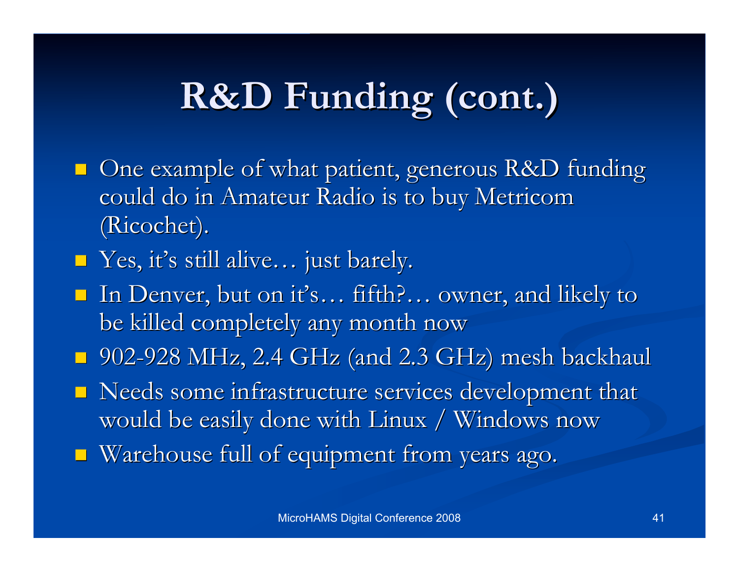# R&D Funding (cont.)

- One example of what patient, generous R&D funding could do in Amateur Radio is to buy Metricom (Ricochet).
- Yes, it's still alive… just barely.
- In Denver, but on it's… fifth?… owner, and likely to be killed completely any month now
- 902-928 MHz, 2.4 GHz (and 2.3 GHz) mesh backhaul
- Needs some infrastructure services development that would be easily done with Linux / Windows now
- Warehouse full of equipment from years ago.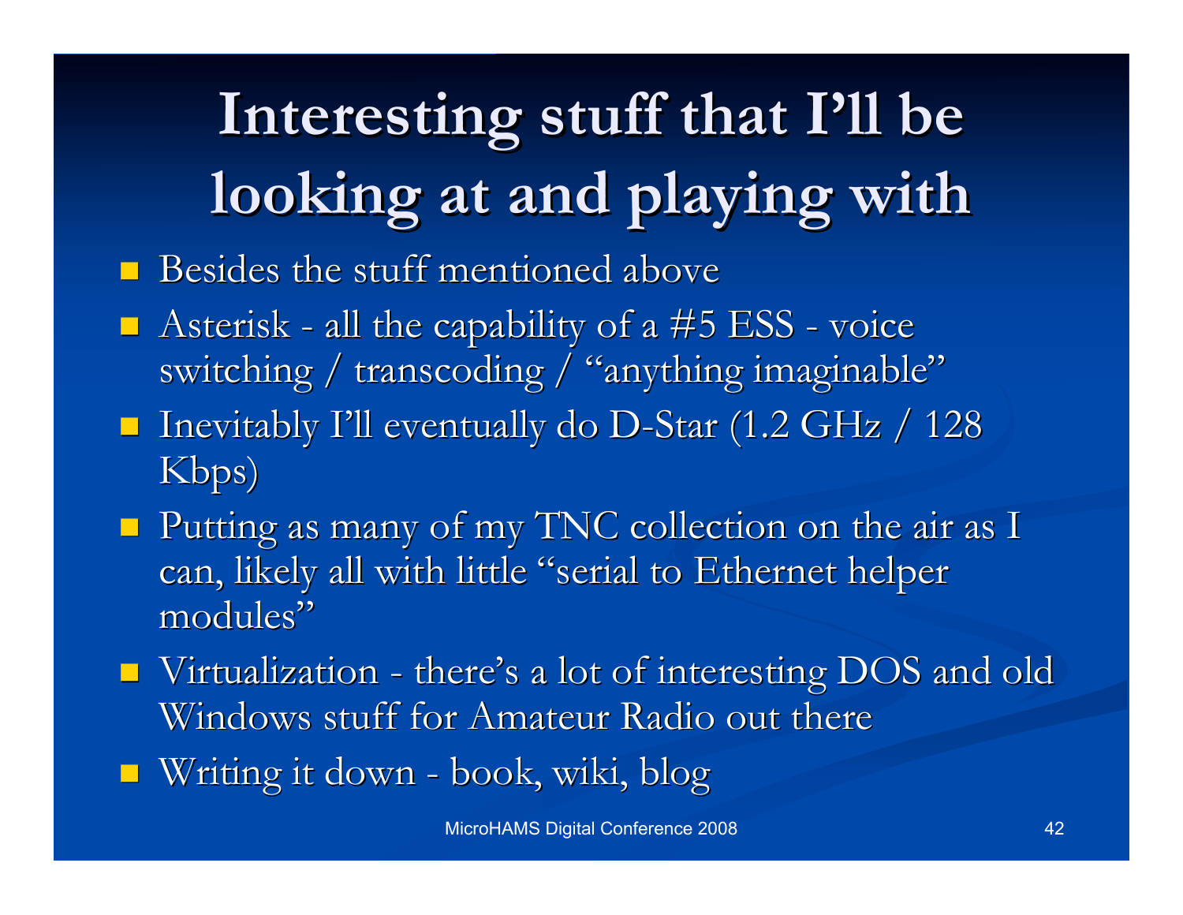# Interesting stuff that I'll be looking at and playing with

- Besides the stuff mentioned above
- Asterisk - all the capability of a #5 ESS - voice switching / transcoding / "anything imaginable"
- Inevitably I'll eventually do D-Star (1.2 GHz / 128 Kbps)
- Putting as many of my TNC collection on the air as I can, likely all with little "serial to Ethernet helper modules"
- Virtualization - there's a lot of interesting DOS and old Windows stuff for Amateur Radio out there
- Writing it down - book, wiki, blog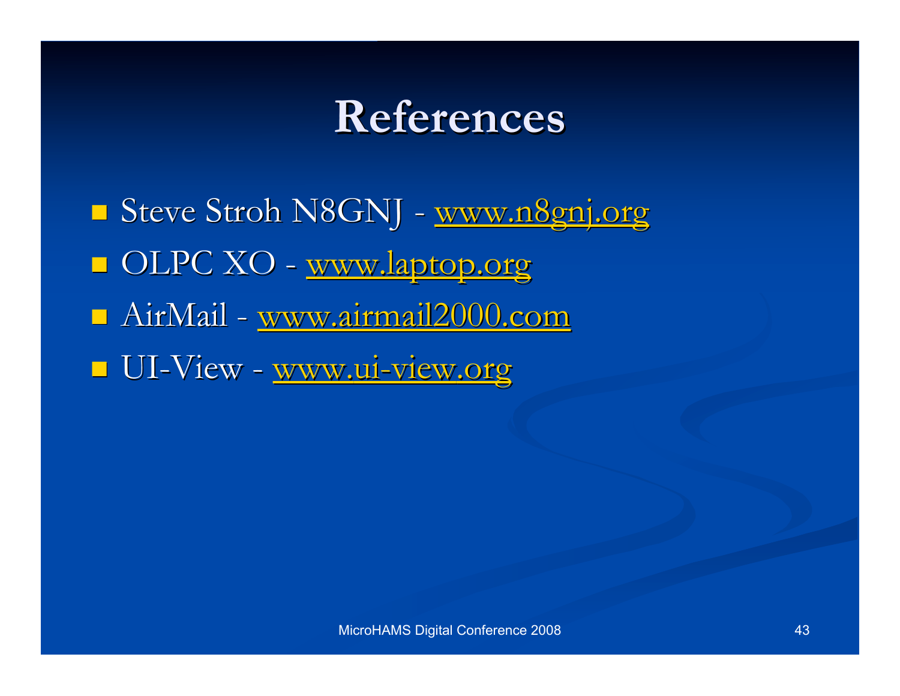# References

- Steve Stroh N8GNJ - www.n8gnj.org
- OLPC XO - www.laptop.org
- AirMail - www.airmail2000.com
- UI-View - www.ui-view.org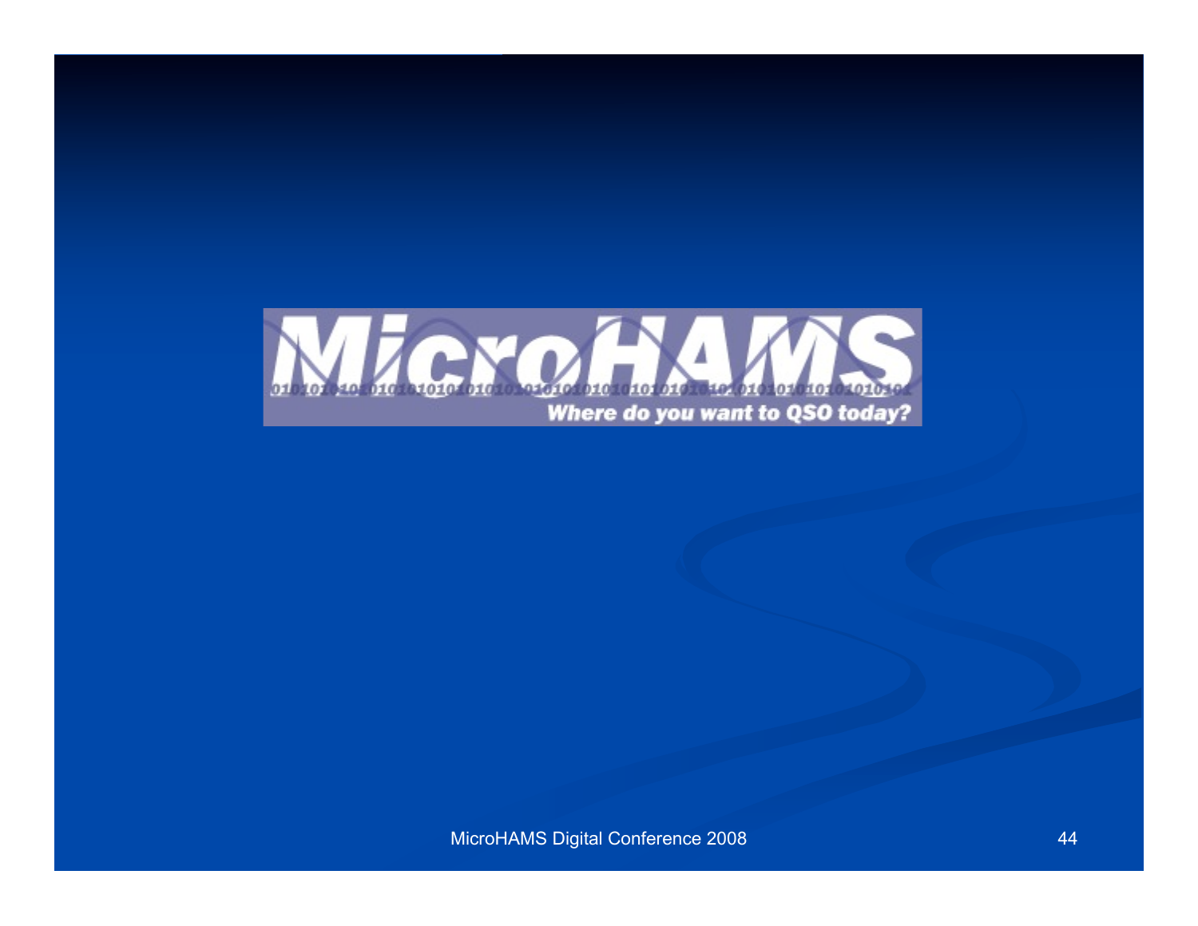MicroHAMS

Where do you want to QSO today?